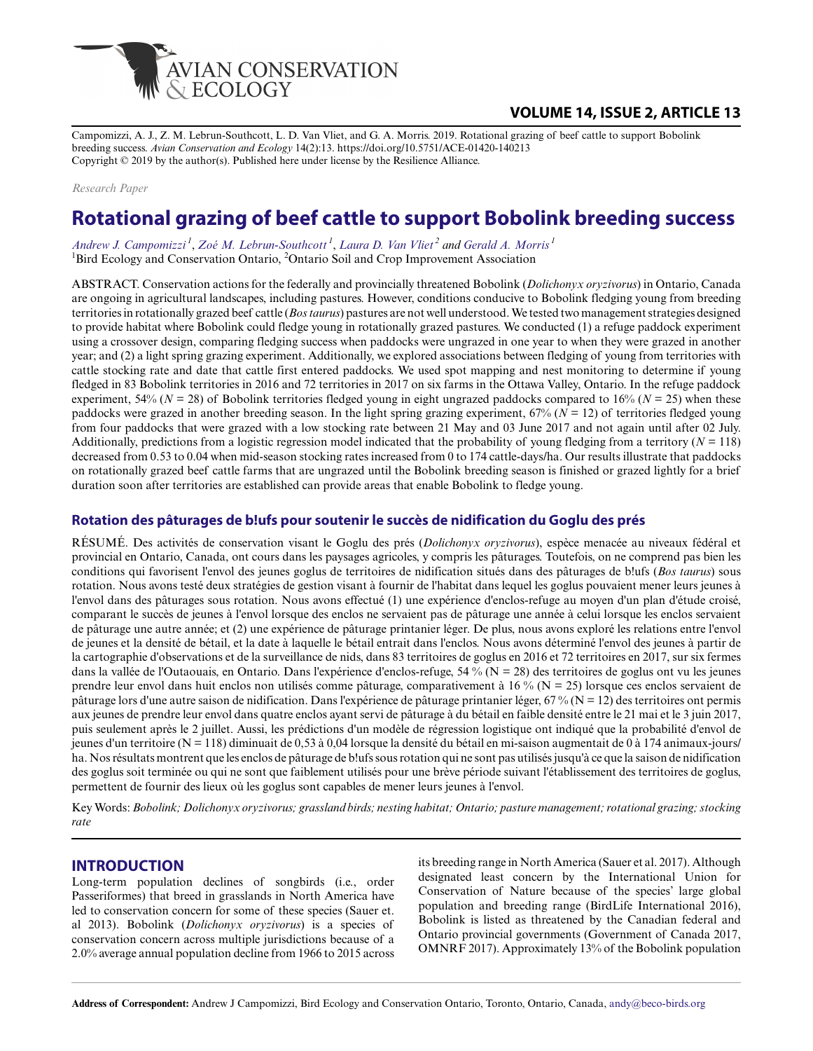Campomizzi, A. J., Z. M. Lebrun-Southcott, L. D. Van Vliet, and G. A. Morris. 2019. Rotational grazing of beef cattle to support Bobolink breeding success. *Avian Conservation and Ecology* 14(2):13. https://doi.org/10.5751/ACE-01420-140213
Copyright © 2019 by the author(s). Published here under license by the Resilience Alliance.

*Research Paper*

# Rotational grazing of beef cattle to support Bobolink breeding success

*Andrew J. Campomizzi* [1], *Zoé M. Lebrun-Southcott* [1], *Laura D. Van Vliet* [2] and *Gerald A. Morris* [1]

[1]Bird Ecology and Conservation Ontario, [2]Ontario Soil and Crop Improvement Association

ABSTRACT. Conservation actions for the federally and provincially threatened Bobolink (*Dolichonyx oryzivorus*) in Ontario, Canada are ongoing in agricultural landscapes, including pastures. However, conditions conducive to Bobolink fledging young from breeding territories in rotationally grazed beef cattle (*Bos taurus*) pastures are not well understood. We tested two management strategies designed to provide habitat where Bobolink could fledge young in rotationally grazed pastures. We conducted (1) a refuge paddock experiment using a crossover design, comparing fledging success when paddocks were ungrazed in one year to when they were grazed in another year; and (2) a light spring grazing experiment. Additionally, we explored associations between fledging of young from territories with cattle stocking rate and date that cattle first entered paddocks. We used spot mapping and nest monitoring to determine if young fledged in 83 Bobolink territories in 2016 and 72 territories in 2017 on six farms in the Ottawa Valley, Ontario. In the refuge paddock experiment, 54% ($N = 28$) of Bobolink territories fledged young in eight ungrazed paddocks compared to 16% ($N = 25$) when these paddocks were grazed in another breeding season. In the light spring grazing experiment, 67% ($N = 12$) of territories fledged young from four paddocks that were grazed with a low stocking rate between 21 May and 03 June 2017 and not again until after 02 July. Additionally, predictions from a logistic regression model indicated that the probability of young fledging from a territory ($N = 118$) decreased from 0.53 to 0.04 when mid-season stocking rates increased from 0 to 174 cattle-days/ha. Our results illustrate that paddocks on rotationally grazed beef cattle farms that are ungrazed until the Bobolink breeding season is finished or grazed lightly for a brief duration soon after territories are established can provide areas that enable Bobolink to fledge young.

## Rotation des pâturages de b!ufs pour soutenir le succès de nidification du Goglu des prés

RÉSUMÉ. Des activités de conservation visant le Goglu des prés (*Dolichonyx oryzivorus*), espèce menacée au niveaux fédéral et provincial en Ontario, Canada, ont cours dans les paysages agricoles, y compris les pâturages. Toutefois, on ne comprend pas bien les conditions qui favorisent l'envol des jeunes goglus de territoires de nidification situés dans des pâturages de b!ufs (*Bos taurus*) sous rotation. Nous avons testé deux stratégies de gestion visant à fournir de l'habitat dans lequel les goglus pouvaient mener leurs jeunes à l'envol dans des pâturages sous rotation. Nous avons effectué (1) une expérience d'enclos-refuge au moyen d'un plan d'étude croisé, comparant le succès de jeunes à l'envol lorsque des enclos ne servaient pas de pâturage une année à celui lorsque les enclos servaient de pâturage une autre année; et (2) une expérience de pâturage printanier léger. De plus, nous avons exploré les relations entre l'envol de jeunes et la densité de bétail, et la date à laquelle le bétail entrait dans l'enclos. Nous avons déterminé l'envol des jeunes à partir de la cartographie d'observations et de la surveillance de nids, dans 83 territoires de goglus en 2016 et 72 territoires en 2017, sur six fermes dans la vallée de l'Outaouais, en Ontario. Dans l'expérience d'enclos-refuge, 54 % ($N = 28$) des territoires de goglus ont vu les jeunes prendre leur envol dans huit enclos non utilisés comme pâturage, comparativement à 16 % ($N = 25$) lorsque ces enclos servaient de pâturage lors d'une autre saison de nidification. Dans l'expérience de pâturage printanier léger, 67 % ($N = 12$) des territoires ont permis aux jeunes de prendre leur envol dans quatre enclos ayant servi de pâturage à du bétail en faible densité entre le 21 mai et le 3 juin 2017, puis seulement après le 2 juillet. Aussi, les prédictions d'un modèle de régression logistique ont indiqué que la probabilité d'envol de jeunes d'un territoire ($N = 118$) diminuait de 0,53 à 0,04 lorsque la densité du bétail en mi-saison augmentait de 0 à 174 animaux-jours/ha. Nos résultats montrent que les enclos de pâturage de b!ufs sous rotation qui ne sont pas utilisés jusqu'à ce que la saison de nidification des goglus soit terminée ou qui ne sont que faiblement utilisés pour une brève période suivant l'établissement des territoires de goglus, permettent de fournir des lieux où les goglus sont capables de mener leurs jeunes à l'envol.

Key Words: *Bobolink; Dolichonyx oryzivorus; grassland birds; nesting habitat; Ontario; pasture management; rotational grazing; stocking rate*

## INTRODUCTION

Long-term population declines of songbirds (i.e., order Passeriformes) that breed in grasslands in North America have led to conservation concern for some of these species (Sauer et. al 2013). Bobolink (*Dolichonyx oryzivorus*) is a species of conservation concern across multiple jurisdictions because of a 2.0% average annual population decline from 1966 to 2015 across its breeding range in North America (Sauer et al. 2017). Although designated least concern by the International Union for Conservation of Nature because of the species' large global population and breeding range (BirdLife International 2016), Bobolink is listed as threatened by the Canadian federal and Ontario provincial governments (Government of Canada 2017, OMNRF 2017). Approximately 13% of the Bobolink population

**Address of Correspondent:** Andrew J Campomizzi, Bird Ecology and Conservation Ontario, Toronto, Ontario, Canada, andy@beco-birds.org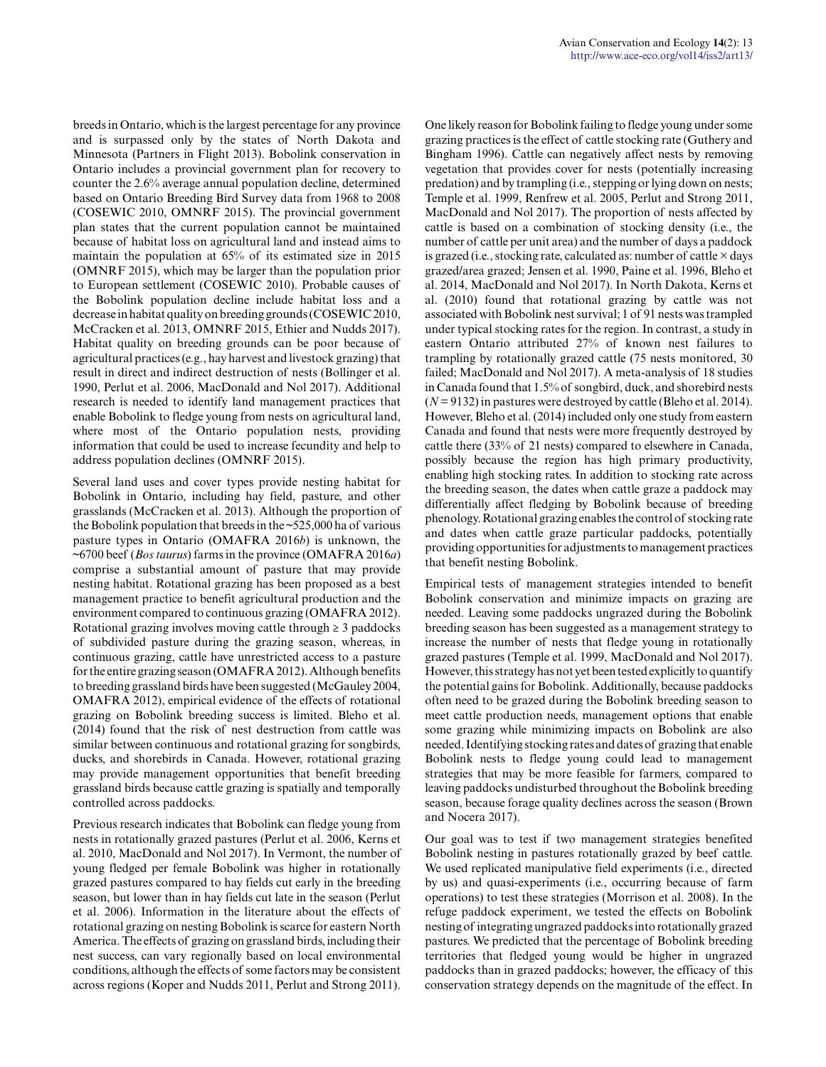breeds in Ontario, which is the largest percentage for any province and is surpassed only by the states of North Dakota and Minnesota (Partners in Flight 2013). Bobolink conservation in Ontario includes a provincial government plan for recovery to counter the 2.6% average annual population decline, determined based on Ontario Breeding Bird Survey data from 1968 to 2008 (COSEWIC 2010, OMNRF 2015). The provincial government plan states that the current population cannot be maintained because of habitat loss on agricultural land and instead aims to maintain the population at 65% of its estimated size in 2015 (OMNRF 2015), which may be larger than the population prior to European settlement (COSEWIC 2010). Probable causes of the Bobolink population decline include habitat loss and a decrease in habitat quality on breeding grounds (COSEWIC 2010, McCracken et al. 2013, OMNRF 2015, Ethier and Nudds 2017). Habitat quality on breeding grounds can be poor because of agricultural practices (e.g., hay harvest and livestock grazing) that result in direct and indirect destruction of nests (Bollinger et al. 1990, Perlut et al. 2006, MacDonald and Nol 2017). Additional research is needed to identify land management practices that enable Bobolink to fledge young from nests on agricultural land, where most of the Ontario population nests, providing information that could be used to increase fecundity and help to address population declines (OMNRF 2015).

Several land uses and cover types provide nesting habitat for Bobolink in Ontario, including hay field, pasture, and other grasslands (McCracken et al. 2013). Although the proportion of the Bobolink population that breeds in the ~525,000 ha of various pasture types in Ontario (OMAFRA 2016*b*) is unknown, the ~6700 beef (*Bos taurus*) farms in the province (OMAFRA 2016*a*) comprise a substantial amount of pasture that may provide nesting habitat. Rotational grazing has been proposed as a best management practice to benefit agricultural production and the environment compared to continuous grazing (OMAFRA 2012). Rotational grazing involves moving cattle through ≥ 3 paddocks of subdivided pasture during the grazing season, whereas, in continuous grazing, cattle have unrestricted access to a pasture for the entire grazing season (OMAFRA 2012). Although benefits to breeding grassland birds have been suggested (McGauley 2004, OMAFRA 2012), empirical evidence of the effects of rotational grazing on Bobolink breeding success is limited. Bleho et al. (2014) found that the risk of nest destruction from cattle was similar between continuous and rotational grazing for songbirds, ducks, and shorebirds in Canada. However, rotational grazing may provide management opportunities that benefit breeding grassland birds because cattle grazing is spatially and temporally controlled across paddocks.

Previous research indicates that Bobolink can fledge young from nests in rotationally grazed pastures (Perlut et al. 2006, Kerns et al. 2010, MacDonald and Nol 2017). In Vermont, the number of young fledged per female Bobolink was higher in rotationally grazed pastures compared to hay fields cut early in the breeding season, but lower than in hay fields cut late in the season (Perlut et al. 2006). Information in the literature about the effects of rotational grazing on nesting Bobolink is scarce for eastern North America. The effects of grazing on grassland birds, including their nest success, can vary regionally based on local environmental conditions, although the effects of some factors may be consistent across regions (Koper and Nudds 2011, Perlut and Strong 2011). One likely reason for Bobolink failing to fledge young under some grazing practices is the effect of cattle stocking rate (Guthery and Bingham 1996). Cattle can negatively affect nests by removing vegetation that provides cover for nests (potentially increasing predation) and by trampling (i.e., stepping or lying down on nests; Temple et al. 1999, Renfrew et al. 2005, Perlut and Strong 2011, MacDonald and Nol 2017). The proportion of nests affected by cattle is based on a combination of stocking density (i.e., the number of cattle per unit area) and the number of days a paddock is grazed (i.e., stocking rate, calculated as: number of cattle × days grazed/area grazed; Jensen et al. 1990, Paine et al. 1996, Bleho et al. 2014, MacDonald and Nol 2017). In North Dakota, Kerns et al. (2010) found that rotational grazing by cattle was not associated with Bobolink nest survival; 1 of 91 nests was trampled under typical stocking rates for the region. In contrast, a study in eastern Ontario attributed 27% of known nest failures to trampling by rotationally grazed cattle (75 nests monitored, 30 failed; MacDonald and Nol 2017). A meta-analysis of 18 studies in Canada found that 1.5% of songbird, duck, and shorebird nests ($N = 9132$) in pastures were destroyed by cattle (Bleho et al. 2014). However, Bleho et al. (2014) included only one study from eastern Canada and found that nests were more frequently destroyed by cattle there (33% of 21 nests) compared to elsewhere in Canada, possibly because the region has high primary productivity, enabling high stocking rates. In addition to stocking rate across the breeding season, the dates when cattle graze a paddock may differentially affect fledging by Bobolink because of breeding phenology. Rotational grazing enables the control of stocking rate and dates when cattle graze particular paddocks, potentially providing opportunities for adjustments to management practices that benefit nesting Bobolink.

Empirical tests of management strategies intended to benefit Bobolink conservation and minimize impacts on grazing are needed. Leaving some paddocks ungrazed during the Bobolink breeding season has been suggested as a management strategy to increase the number of nests that fledge young in rotationally grazed pastures (Temple et al. 1999, MacDonald and Nol 2017). However, this strategy has not yet been tested explicitly to quantify the potential gains for Bobolink. Additionally, because paddocks often need to be grazed during the Bobolink breeding season to meet cattle production needs, management options that enable some grazing while minimizing impacts on Bobolink are also needed. Identifying stocking rates and dates of grazing that enable Bobolink nests to fledge young could lead to management strategies that may be more feasible for farmers, compared to leaving paddocks undisturbed throughout the Bobolink breeding season, because forage quality declines across the season (Brown and Nocera 2017).

Our goal was to test if two management strategies benefited Bobolink nesting in pastures rotationally grazed by beef cattle. We used replicated manipulative field experiments (i.e., directed by us) and quasi-experiments (i.e., occurring because of farm operations) to test these strategies (Morrison et al. 2008). In the refuge paddock experiment, we tested the effects on Bobolink nesting of integrating ungrazed paddocks into rotationally grazed pastures. We predicted that the percentage of Bobolink breeding territories that fledged young would be higher in ungrazed paddocks than in grazed paddocks; however, the efficacy of this conservation strategy depends on the magnitude of the effect. In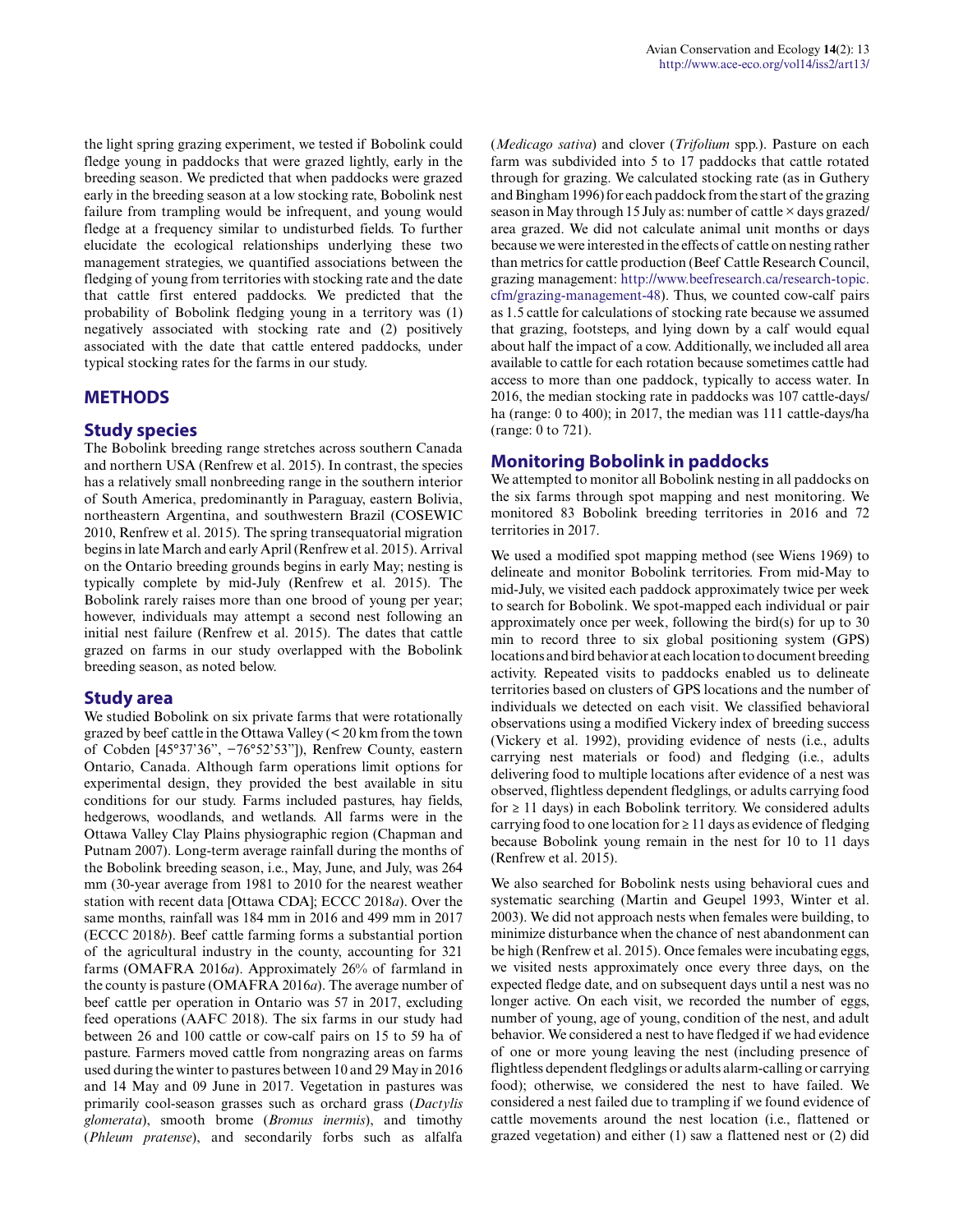the light spring grazing experiment, we tested if Bobolink could fledge young in paddocks that were grazed lightly, early in the breeding season. We predicted that when paddocks were grazed early in the breeding season at a low stocking rate, Bobolink nest failure from trampling would be infrequent, and young would fledge at a frequency similar to undisturbed fields. To further elucidate the ecological relationships underlying these two management strategies, we quantified associations between the fledging of young from territories with stocking rate and the date that cattle first entered paddocks. We predicted that the probability of Bobolink fledging young in a territory was (1) negatively associated with stocking rate and (2) positively associated with the date that cattle entered paddocks, under typical stocking rates for the farms in our study.

## METHODS

### Study species

The Bobolink breeding range stretches across southern Canada and northern USA (Renfrew et al. 2015). In contrast, the species has a relatively small nonbreeding range in the southern interior of South America, predominantly in Paraguay, eastern Bolivia, northeastern Argentina, and southwestern Brazil (COSEWIC 2010, Renfrew et al. 2015). The spring transequatorial migration begins in late March and early April (Renfrew et al. 2015). Arrival on the Ontario breeding grounds begins in early May; nesting is typically complete by mid-July (Renfrew et al. 2015). The Bobolink rarely raises more than one brood of young per year; however, individuals may attempt a second nest following an initial nest failure (Renfrew et al. 2015). The dates that cattle grazed on farms in our study overlapped with the Bobolink breeding season, as noted below.

### Study area

We studied Bobolink on six private farms that were rotationally grazed by beef cattle in the Ottawa Valley (< 20 km from the town of Cobden [45°37'36", −76°52'53"]), Renfrew County, eastern Ontario, Canada. Although farm operations limit options for experimental design, they provided the best available in situ conditions for our study. Farms included pastures, hay fields, hedgerows, woodlands, and wetlands. All farms were in the Ottawa Valley Clay Plains physiographic region (Chapman and Putnam 2007). Long-term average rainfall during the months of the Bobolink breeding season, i.e., May, June, and July, was 264 mm (30-year average from 1981 to 2010 for the nearest weather station with recent data [Ottawa CDA]; ECCC 2018*a*). Over the same months, rainfall was 184 mm in 2016 and 499 mm in 2017 (ECCC 2018*b*). Beef cattle farming forms a substantial portion of the agricultural industry in the county, accounting for 321 farms (OMAFRA 2016*a*). Approximately 26% of farmland in the county is pasture (OMAFRA 2016*a*). The average number of beef cattle per operation in Ontario was 57 in 2017, excluding feed operations (AAFC 2018). The six farms in our study had between 26 and 100 cattle or cow-calf pairs on 15 to 59 ha of pasture. Farmers moved cattle from nongrazing areas on farms used during the winter to pastures between 10 and 29 May in 2016 and 14 May and 09 June in 2017. Vegetation in pastures was primarily cool-season grasses such as orchard grass (*Dactylis glomerata*), smooth brome (*Bromus inermis*), and timothy (*Phleum pratense*), and secondarily forbs such as alfalfa (*Medicago sativa*) and clover (*Trifolium* spp.). Pasture on each farm was subdivided into 5 to 17 paddocks that cattle rotated through for grazing. We calculated stocking rate (as in Guthery and Bingham 1996) for each paddock from the start of the grazing season in May through 15 July as: number of cattle × days grazed/area grazed. We did not calculate animal unit months or days because we were interested in the effects of cattle on nesting rather than metrics for cattle production (Beef Cattle Research Council, grazing management: http://www.beefresearch.ca/research-topic.cfm/grazing-management-48). Thus, we counted cow-calf pairs as 1.5 cattle for calculations of stocking rate because we assumed that grazing, footsteps, and lying down by a calf would equal about half the impact of a cow. Additionally, we included all area available to cattle for each rotation because sometimes cattle had access to more than one paddock, typically to access water. In 2016, the median stocking rate in paddocks was 107 cattle-days/ha (range: 0 to 400); in 2017, the median was 111 cattle-days/ha (range: 0 to 721).

### Monitoring Bobolink in paddocks

We attempted to monitor all Bobolink nesting in all paddocks on the six farms through spot mapping and nest monitoring. We monitored 83 Bobolink breeding territories in 2016 and 72 territories in 2017.

We used a modified spot mapping method (see Wiens 1969) to delineate and monitor Bobolink territories. From mid-May to mid-July, we visited each paddock approximately twice per week to search for Bobolink. We spot-mapped each individual or pair approximately once per week, following the bird(s) for up to 30 min to record three to six global positioning system (GPS) locations and bird behavior at each location to document breeding activity. Repeated visits to paddocks enabled us to delineate territories based on clusters of GPS locations and the number of individuals we detected on each visit. We classified behavioral observations using a modified Vickery index of breeding success (Vickery et al. 1992), providing evidence of nests (i.e., adults carrying nest materials or food) and fledging (i.e., adults delivering food to multiple locations after evidence of a nest was observed, flightless dependent fledglings, or adults carrying food for ≥ 11 days) in each Bobolink territory. We considered adults carrying food to one location for ≥ 11 days as evidence of fledging because Bobolink young remain in the nest for 10 to 11 days (Renfrew et al. 2015).

We also searched for Bobolink nests using behavioral cues and systematic searching (Martin and Geupel 1993, Winter et al. 2003). We did not approach nests when females were building, to minimize disturbance when the chance of nest abandonment can be high (Renfrew et al. 2015). Once females were incubating eggs, we visited nests approximately once every three days, on the expected fledge date, and on subsequent days until a nest was no longer active. On each visit, we recorded the number of eggs, number of young, age of young, condition of the nest, and adult behavior. We considered a nest to have fledged if we had evidence of one or more young leaving the nest (including presence of flightless dependent fledglings or adults alarm-calling or carrying food); otherwise, we considered the nest to have failed. We considered a nest failed due to trampling if we found evidence of cattle movements around the nest location (i.e., flattened or grazed vegetation) and either (1) saw a flattened nest or (2) did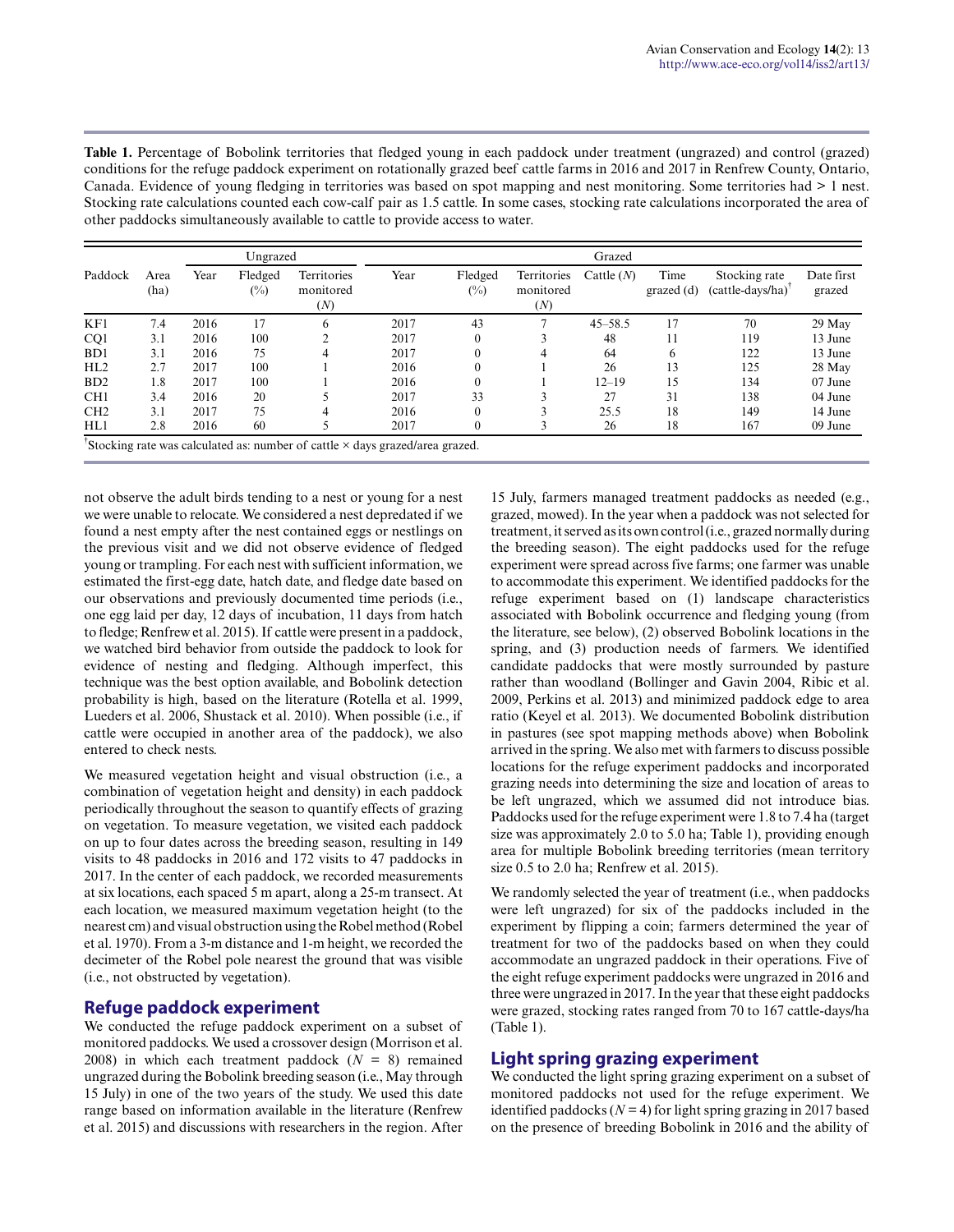**Table 1.** Percentage of Bobolink territories that fledged young in each paddock under treatment (ungrazed) and control (grazed) conditions for the refuge paddock experiment on rotationally grazed beef cattle farms in 2016 and 2017 in Renfrew County, Ontario, Canada. Evidence of young fledging in territories was based on spot mapping and nest monitoring. Some territories had > 1 nest. Stocking rate calculations counted each cow-calf pair as 1.5 cattle. In some cases, stocking rate calculations incorporated the area of other paddocks simultaneously available to cattle to provide access to water.

| | | Ungrazed | | | Grazed | | | | | | |
|---|---|---|---|---|---|---|---|---|---|---|---|
| Paddock | Area (ha) | Year | Fledged (%) | Territories monitored (*N*) | Year | Fledged (%) | Territories monitored (*N*) | Cattle (*N*) | Time grazed (d) | Stocking rate (cattle-days/ha)[†] | Date first grazed |
| KF1 | 7.4 | 2016 | 17 | 6 | 2017 | 43 | 7 | 45–58.5 | 17 | 70 | 29 May |
| CQ1 | 3.1 | 2016 | 100 | 2 | 2017 | 0 | 3 | 48 | 11 | 119 | 13 June |
| BD1 | 3.1 | 2016 | 75 | 4 | 2017 | 0 | 4 | 64 | 6 | 122 | 13 June |
| HL2 | 2.7 | 2017 | 100 | 1 | 2016 | 0 | 1 | 26 | 13 | 125 | 28 May |
| BD2 | 1.8 | 2017 | 100 | 1 | 2016 | 0 | 1 | 12–19 | 15 | 134 | 07 June |
| CH1 | 3.4 | 2016 | 20 | 5 | 2017 | 33 | 3 | 27 | 31 | 138 | 04 June |
| CH2 | 3.1 | 2017 | 75 | 4 | 2016 | 0 | 3 | 25.5 | 18 | 149 | 14 June |
| HL1 | 2.8 | 2016 | 60 | 5 | 2017 | 0 | 3 | 26 | 18 | 167 | 09 June |

[†]Stocking rate was calculated as: number of cattle × days grazed/area grazed.

not observe the adult birds tending to a nest or young for a nest we were unable to relocate. We considered a nest depredated if we found a nest empty after the nest contained eggs or nestlings on the previous visit and we did not observe evidence of fledged young or trampling. For each nest with sufficient information, we estimated the first-egg date, hatch date, and fledge date based on our observations and previously documented time periods (i.e., one egg laid per day, 12 days of incubation, 11 days from hatch to fledge; Renfrew et al. 2015). If cattle were present in a paddock, we watched bird behavior from outside the paddock to look for evidence of nesting and fledging. Although imperfect, this technique was the best option available, and Bobolink detection probability is high, based on the literature (Rotella et al. 1999, Lueders et al. 2006, Shustack et al. 2010). When possible (i.e., if cattle were occupied in another area of the paddock), we also entered to check nests.

We measured vegetation height and visual obstruction (i.e., a combination of vegetation height and density) in each paddock periodically throughout the season to quantify effects of grazing on vegetation. To measure vegetation, we visited each paddock on up to four dates across the breeding season, resulting in 149 visits to 48 paddocks in 2016 and 172 visits to 47 paddocks in 2017. In the center of each paddock, we recorded measurements at six locations, each spaced 5 m apart, along a 25-m transect. At each location, we measured maximum vegetation height (to the nearest cm) and visual obstruction using the Robel method (Robel et al. 1970). From a 3-m distance and 1-m height, we recorded the decimeter of the Robel pole nearest the ground that was visible (i.e., not obstructed by vegetation).

## Refuge paddock experiment

We conducted the refuge paddock experiment on a subset of monitored paddocks. We used a crossover design (Morrison et al. 2008) in which each treatment paddock ($N = 8$) remained ungrazed during the Bobolink breeding season (i.e., May through 15 July) in one of the two years of the study. We used this date range based on information available in the literature (Renfrew et al. 2015) and discussions with researchers in the region. After 15 July, farmers managed treatment paddocks as needed (e.g., grazed, mowed). In the year when a paddock was not selected for treatment, it served as its own control (i.e., grazed normally during the breeding season). The eight paddocks used for the refuge experiment were spread across five farms; one farmer was unable to accommodate this experiment. We identified paddocks for the refuge experiment based on (1) landscape characteristics associated with Bobolink occurrence and fledging young (from the literature, see below), (2) observed Bobolink locations in the spring, and (3) production needs of farmers. We identified candidate paddocks that were mostly surrounded by pasture rather than woodland (Bollinger and Gavin 2004, Ribic et al. 2009, Perkins et al. 2013) and minimized paddock edge to area ratio (Keyel et al. 2013). We documented Bobolink distribution in pastures (see spot mapping methods above) when Bobolink arrived in the spring. We also met with farmers to discuss possible locations for the refuge experiment paddocks and incorporated grazing needs into determining the size and location of areas to be left ungrazed, which we assumed did not introduce bias. Paddocks used for the refuge experiment were 1.8 to 7.4 ha (target size was approximately 2.0 to 5.0 ha; Table 1), providing enough area for multiple Bobolink breeding territories (mean territory size 0.5 to 2.0 ha; Renfrew et al. 2015).

We randomly selected the year of treatment (i.e., when paddocks were left ungrazed) for six of the paddocks included in the experiment by flipping a coin; farmers determined the year of treatment for two of the paddocks based on when they could accommodate an ungrazed paddock in their operations. Five of the eight refuge experiment paddocks were ungrazed in 2016 and three were ungrazed in 2017. In the year that these eight paddocks were grazed, stocking rates ranged from 70 to 167 cattle-days/ha (Table 1).

## Light spring grazing experiment

We conducted the light spring grazing experiment on a subset of monitored paddocks not used for the refuge experiment. We identified paddocks ($N = 4$) for light spring grazing in 2017 based on the presence of breeding Bobolink in 2016 and the ability of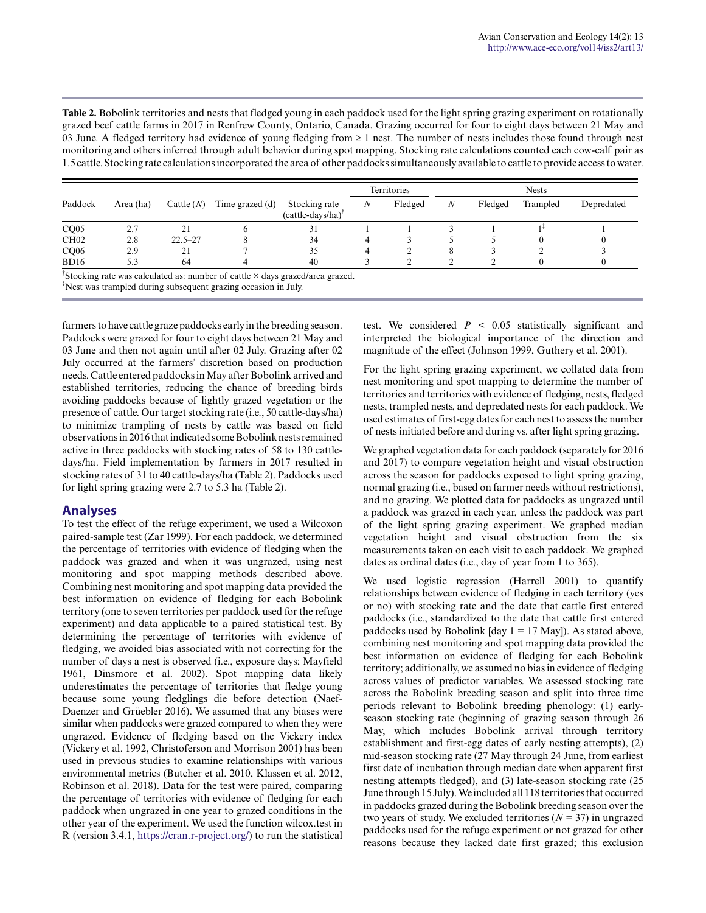**Table 2.** Bobolink territories and nests that fledged young in each paddock used for the light spring grazing experiment on rotationally grazed beef cattle farms in 2017 in Renfrew County, Ontario, Canada. Grazing occurred for four to eight days between 21 May and 03 June. A fledged territory had evidence of young fledging from ≥ 1 nest. The number of nests includes those found through nest monitoring and others inferred through adult behavior during spot mapping. Stocking rate calculations counted each cow-calf pair as 1.5 cattle. Stocking rate calculations incorporated the area of other paddocks simultaneously available to cattle to provide access to water.

| Paddock | Area (ha) | Cattle (*N*) | Time grazed (d) | Stocking rate (cattle-days/ha)[†] | Territories | | Nests | | | |
|---|---|---|---|---|---|---|---|---|---|---|
| | | | | | *N* | Fledged | *N* | Fledged | Trampled | Depredated |
| CQ05 | 2.7 | 21 | 6 | 31 | 1 | 1 | 3 | 1 | 1[‡] | 1 |
| CH02 | 2.8 | 22.5–27 | 8 | 34 | 4 | 3 | 5 | 5 | 0 | 0 |
| CQ06 | 2.9 | 21 | 7 | 35 | 4 | 2 | 8 | 3 | 2 | 3 |
| BD16 | 5.3 | 64 | 4 | 40 | 3 | 2 | 2 | 2 | 0 | 0 |

[†]Stocking rate was calculated as: number of cattle × days grazed/area grazed.
[‡]Nest was trampled during subsequent grazing occasion in July.

farmers to have cattle graze paddocks early in the breeding season. Paddocks were grazed for four to eight days between 21 May and 03 June and then not again until after 02 July. Grazing after 02 July occurred at the farmers' discretion based on production needs. Cattle entered paddocks in May after Bobolink arrived and established territories, reducing the chance of breeding birds avoiding paddocks because of lightly grazed vegetation or the presence of cattle. Our target stocking rate (i.e., 50 cattle-days/ha) to minimize trampling of nests by cattle was based on field observations in 2016 that indicated some Bobolink nests remained active in three paddocks with stocking rates of 58 to 130 cattle-days/ha. Field implementation by farmers in 2017 resulted in stocking rates of 31 to 40 cattle-days/ha (Table 2). Paddocks used for light spring grazing were 2.7 to 5.3 ha (Table 2).

## Analyses

To test the effect of the refuge experiment, we used a Wilcoxon paired-sample test (Zar 1999). For each paddock, we determined the percentage of territories with evidence of fledging when the paddock was grazed and when it was ungrazed, using nest monitoring and spot mapping methods described above. Combining nest monitoring and spot mapping data provided the best information on evidence of fledging for each Bobolink territory (one to seven territories per paddock used for the refuge experiment) and data applicable to a paired statistical test. By determining the percentage of territories with evidence of fledging, we avoided bias associated with not correcting for the number of days a nest is observed (i.e., exposure days; Mayfield 1961, Dinsmore et al. 2002). Spot mapping data likely underestimates the percentage of territories that fledge young because some young fledglings die before detection (Naef-Daenzer and Grüebler 2016). We assumed that any biases were similar when paddocks were grazed compared to when they were ungrazed. Evidence of fledging based on the Vickery index (Vickery et al. 1992, Christoferson and Morrison 2001) has been used in previous studies to examine relationships with various environmental metrics (Butcher et al. 2010, Klassen et al. 2012, Robinson et al. 2018). Data for the test were paired, comparing the percentage of territories with evidence of fledging for each paddock when ungrazed in one year to grazed conditions in the other year of the experiment. We used the function wilcox.test in R (version 3.4.1, https://cran.r-project.org/) to run the statistical test. We considered $P < 0.05$ statistically significant and interpreted the biological importance of the direction and magnitude of the effect (Johnson 1999, Guthery et al. 2001).

For the light spring grazing experiment, we collated data from nest monitoring and spot mapping to determine the number of territories and territories with evidence of fledging, nests, fledged nests, trampled nests, and depredated nests for each paddock. We used estimates of first-egg dates for each nest to assess the number of nests initiated before and during vs. after light spring grazing.

We graphed vegetation data for each paddock (separately for 2016 and 2017) to compare vegetation height and visual obstruction across the season for paddocks exposed to light spring grazing, normal grazing (i.e., based on farmer needs without restrictions), and no grazing. We plotted data for paddocks as ungrazed until a paddock was grazed in each year, unless the paddock was part of the light spring grazing experiment. We graphed median vegetation height and visual obstruction from the six measurements taken on each visit to each paddock. We graphed dates as ordinal dates (i.e., day of year from 1 to 365).

We used logistic regression (Harrell 2001) to quantify relationships between evidence of fledging in each territory (yes or no) with stocking rate and the date that cattle first entered paddocks (i.e., standardized to the date that cattle first entered paddocks used by Bobolink [day 1 = 17 May]). As stated above, combining nest monitoring and spot mapping data provided the best information on evidence of fledging for each Bobolink territory; additionally, we assumed no bias in evidence of fledging across values of predictor variables. We assessed stocking rate across the Bobolink breeding season and split into three time periods relevant to Bobolink breeding phenology: (1) early-season stocking rate (beginning of grazing season through 26 May, which includes Bobolink arrival through territory establishment and first-egg dates of early nesting attempts), (2) mid-season stocking rate (27 May through 24 June, from earliest first date of incubation through median date when apparent first nesting attempts fledged), and (3) late-season stocking rate (25 June through 15 July). We included all 118 territories that occurred in paddocks grazed during the Bobolink breeding season over the two years of study. We excluded territories ($N = 37$) in ungrazed paddocks used for the refuge experiment or not grazed for other reasons because they lacked date first grazed; this exclusion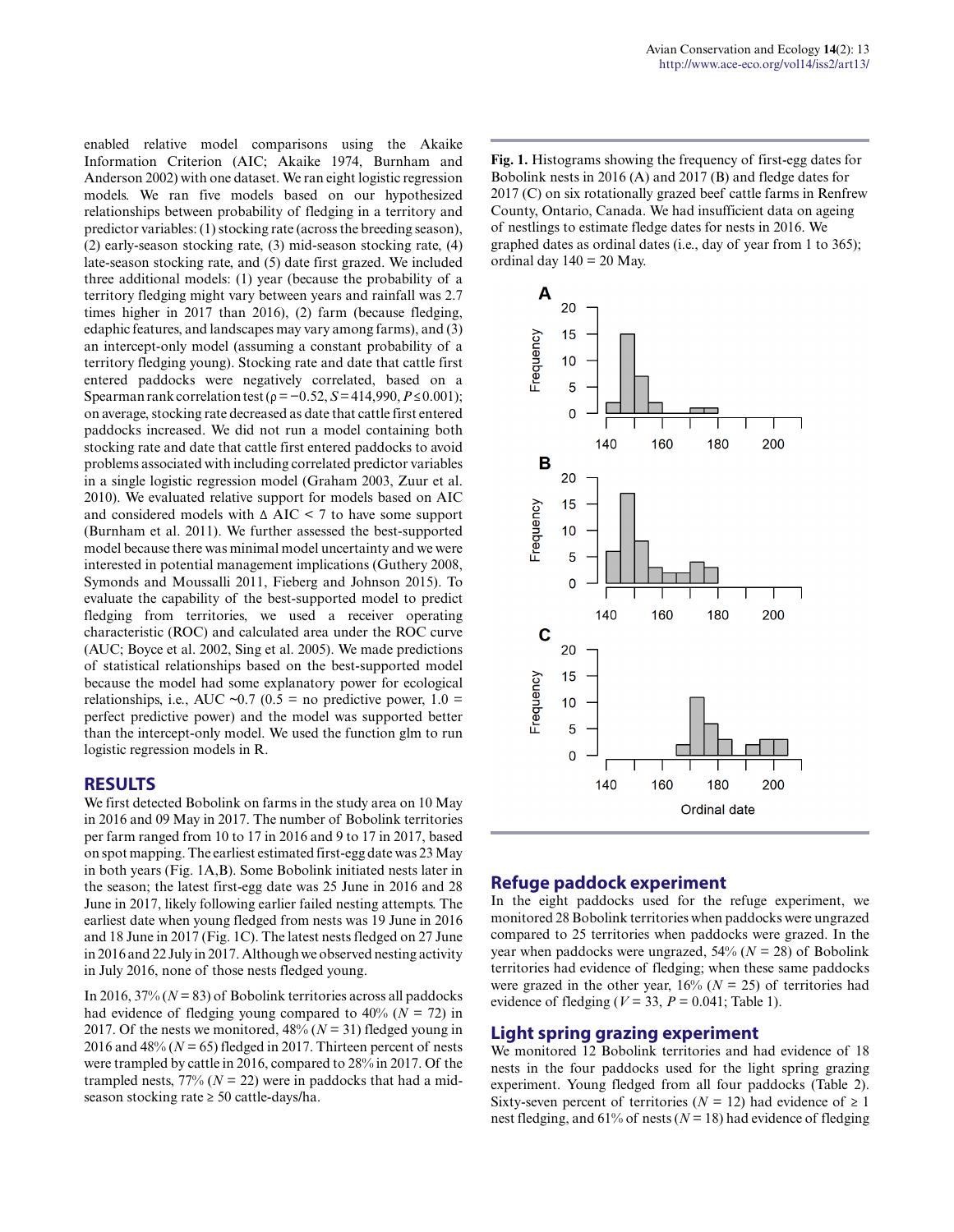enabled relative model comparisons using the Akaike Information Criterion (AIC; Akaike 1974, Burnham and Anderson 2002) with one dataset. We ran eight logistic regression models. We ran five models based on our hypothesized relationships between probability of fledging in a territory and predictor variables: (1) stocking rate (across the breeding season), (2) early-season stocking rate, (3) mid-season stocking rate, (4) late-season stocking rate, and (5) date first grazed. We included three additional models: (1) year (because the probability of a territory fledging might vary between years and rainfall was 2.7 times higher in 2017 than 2016), (2) farm (because fledging, edaphic features, and landscapes may vary among farms), and (3) an intercept-only model (assuming a constant probability of a territory fledging young). Stocking rate and date that cattle first entered paddocks were negatively correlated, based on a Spearman rank correlation test ($\rho = -0.52$, $S = 414{,}990$, $P \leq 0.001$); on average, stocking rate decreased as date that cattle first entered paddocks increased. We did not run a model containing both stocking rate and date that cattle first entered paddocks to avoid problems associated with including correlated predictor variables in a single logistic regression model (Graham 2003, Zuur et al. 2010). We evaluated relative support for models based on AIC and considered models with $\Delta$ AIC < 7 to have some support (Burnham et al. 2011). We further assessed the best-supported model because there was minimal model uncertainty and we were interested in potential management implications (Guthery 2008, Symonds and Moussalli 2011, Fieberg and Johnson 2015). To evaluate the capability of the best-supported model to predict fledging from territories, we used a receiver operating characteristic (ROC) and calculated area under the ROC curve (AUC; Boyce et al. 2002, Sing et al. 2005). We made predictions of statistical relationships based on the best-supported model because the model had some explanatory power for ecological relationships, i.e., AUC ~0.7 (0.5 = no predictive power, 1.0 = perfect predictive power) and the model was supported better than the intercept-only model. We used the function glm to run logistic regression models in R.

## RESULTS

We first detected Bobolink on farms in the study area on 10 May in 2016 and 09 May in 2017. The number of Bobolink territories per farm ranged from 10 to 17 in 2016 and 9 to 17 in 2017, based on spot mapping. The earliest estimated first-egg date was 23 May in both years (Fig. 1A,B). Some Bobolink initiated nests later in the season; the latest first-egg date was 25 June in 2016 and 28 June in 2017, likely following earlier failed nesting attempts. The earliest date when young fledged from nests was 19 June in 2016 and 18 June in 2017 (Fig. 1C). The latest nests fledged on 27 June in 2016 and 22 July in 2017. Although we observed nesting activity in July 2016, none of those nests fledged young.

In 2016, 37% ($N = 83$) of Bobolink territories across all paddocks had evidence of fledging young compared to 40% ($N = 72$) in 2017. Of the nests we monitored, 48% ($N = 31$) fledged young in 2016 and 48% ($N = 65$) fledged in 2017. Thirteen percent of nests were trampled by cattle in 2016, compared to 28% in 2017. Of the trampled nests, 77% ($N = 22$) were in paddocks that had a mid-season stocking rate ≥ 50 cattle-days/ha.

**Fig. 1.** Histograms showing the frequency of first-egg dates for Bobolink nests in 2016 (A) and 2017 (B) and fledge dates for 2017 (C) on six rotationally grazed beef cattle farms in Renfrew County, Ontario, Canada. We had insufficient data on ageing of nestlings to estimate fledge dates for nests in 2016. We graphed dates as ordinal dates (i.e., day of year from 1 to 365); ordinal day 140 = 20 May.

### Refuge paddock experiment

In the eight paddocks used for the refuge experiment, we monitored 28 Bobolink territories when paddocks were ungrazed compared to 25 territories when paddocks were grazed. In the year when paddocks were ungrazed, 54% ($N = 28$) of Bobolink territories had evidence of fledging; when these same paddocks were grazed in the other year, 16% ($N = 25$) of territories had evidence of fledging ($V = 33$, $P = 0.041$; Table 1).

### Light spring grazing experiment

We monitored 12 Bobolink territories and had evidence of 18 nests in the four paddocks used for the light spring grazing experiment. Young fledged from all four paddocks (Table 2). Sixty-seven percent of territories ($N = 12$) had evidence of ≥ 1 nest fledging, and 61% of nests ($N = 18$) had evidence of fledging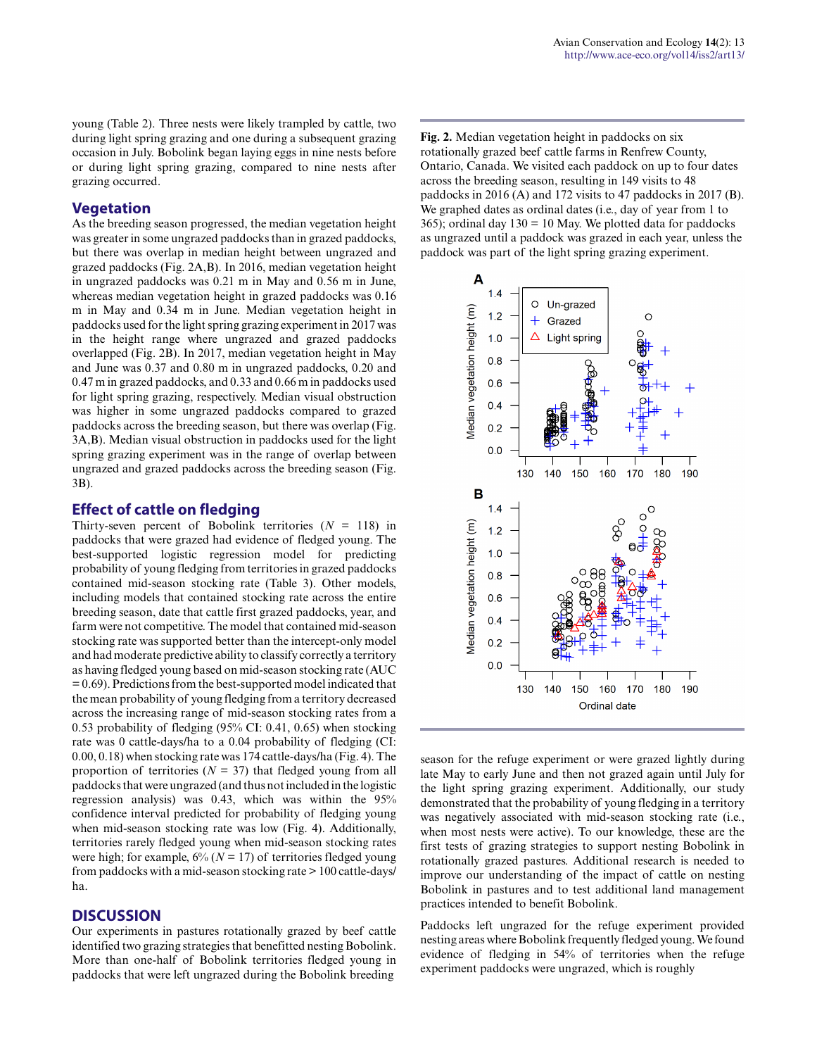young (Table 2). Three nests were likely trampled by cattle, two during light spring grazing and one during a subsequent grazing occasion in July. Bobolink began laying eggs in nine nests before or during light spring grazing, compared to nine nests after grazing occurred.

## Vegetation

As the breeding season progressed, the median vegetation height was greater in some ungrazed paddocks than in grazed paddocks, but there was overlap in median height between ungrazed and grazed paddocks (Fig. 2A,B). In 2016, median vegetation height in ungrazed paddocks was 0.21 m in May and 0.56 m in June, whereas median vegetation height in grazed paddocks was 0.16 m in May and 0.34 m in June. Median vegetation height in paddocks used for the light spring grazing experiment in 2017 was in the height range where ungrazed and grazed paddocks overlapped (Fig. 2B). In 2017, median vegetation height in May and June was 0.37 and 0.80 m in ungrazed paddocks, 0.20 and 0.47 m in grazed paddocks, and 0.33 and 0.66 m in paddocks used for light spring grazing, respectively. Median visual obstruction was higher in some ungrazed paddocks compared to grazed paddocks across the breeding season, but there was overlap (Fig. 3A,B). Median visual obstruction in paddocks used for the light spring grazing experiment was in the range of overlap between ungrazed and grazed paddocks across the breeding season (Fig. 3B).

## Effect of cattle on fledging

Thirty-seven percent of Bobolink territories ($N$ = 118) in paddocks that were grazed had evidence of fledged young. The best-supported logistic regression model for predicting probability of young fledging from territories in grazed paddocks contained mid-season stocking rate (Table 3). Other models, including models that contained stocking rate across the entire breeding season, date that cattle first grazed paddocks, year, and farm were not competitive. The model that contained mid-season stocking rate was supported better than the intercept-only model and had moderate predictive ability to classify correctly a territory as having fledged young based on mid-season stocking rate (AUC = 0.69). Predictions from the best-supported model indicated that the mean probability of young fledging from a territory decreased across the increasing range of mid-season stocking rates from a 0.53 probability of fledging (95% CI: 0.41, 0.65) when stocking rate was 0 cattle-days/ha to a 0.04 probability of fledging (CI: 0.00, 0.18) when stocking rate was 174 cattle-days/ha (Fig. 4). The proportion of territories ($N$ = 37) that fledged young from all paddocks that were ungrazed (and thus not included in the logistic regression analysis) was 0.43, which was within the 95% confidence interval predicted for probability of fledging young when mid-season stocking rate was low (Fig. 4). Additionally, territories rarely fledged young when mid-season stocking rates were high; for example, 6% ($N$ = 17) of territories fledged young from paddocks with a mid-season stocking rate > 100 cattle-days/ha.

## DISCUSSION

Our experiments in pastures rotationally grazed by beef cattle identified two grazing strategies that benefitted nesting Bobolink. More than one-half of Bobolink territories fledged young in paddocks that were left ungrazed during the Bobolink breeding season for the refuge experiment or were grazed lightly during late May to early June and then not grazed again until July for the light spring grazing experiment. Additionally, our study demonstrated that the probability of young fledging in a territory was negatively associated with mid-season stocking rate (i.e., when most nests were active). To our knowledge, these are the first tests of grazing strategies to support nesting Bobolink in rotationally grazed pastures. Additional research is needed to improve our understanding of the impact of cattle on nesting Bobolink in pastures and to test additional land management practices intended to benefit Bobolink.

Paddocks left ungrazed for the refuge experiment provided nesting areas where Bobolink frequently fledged young. We found evidence of fledging in 54% of territories when the refuge experiment paddocks were ungrazed, which is roughly

**Fig. 2.** Median vegetation height in paddocks on six rotationally grazed beef cattle farms in Renfrew County, Ontario, Canada. We visited each paddock on up to four dates across the breeding season, resulting in 149 visits to 48 paddocks in 2016 (A) and 172 visits to 47 paddocks in 2017 (B). We graphed dates as ordinal dates (i.e., day of year from 1 to 365); ordinal day 130 = 10 May. We plotted data for paddocks as ungrazed until a paddock was grazed in each year, unless the paddock was part of the light spring grazing experiment.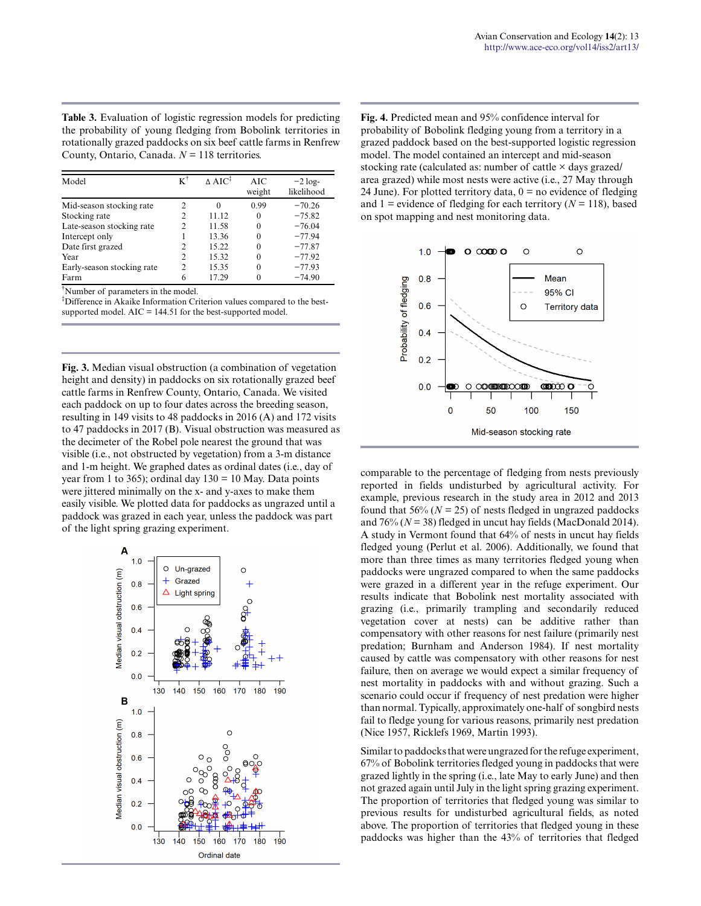**Table 3.** Evaluation of logistic regression models for predicting the probability of young fledging from Bobolink territories in rotationally grazed paddocks on six beef cattle farms in Renfrew County, Ontario, Canada. *N* = 118 territories.

| Model | K[†] | Δ AIC[‡] | AIC weight | −2 log-likelihood |
|---|---|---|---|---|
| Mid-season stocking rate | 2 | 0 | 0.99 | −70.26 |
| Stocking rate | 2 | 11.12 | 0 | −75.82 |
| Late-season stocking rate | 2 | 11.58 | 0 | −76.04 |
| Intercept only | 1 | 13.36 | 0 | −77.94 |
| Date first grazed | 2 | 15.22 | 0 | −77.87 |
| Year | 2 | 15.32 | 0 | −77.92 |
| Early-season stocking rate | 2 | 15.35 | 0 | −77.93 |
| Farm | 6 | 17.29 | 0 | −74.90 |

[†]Number of parameters in the model.
[‡]Difference in Akaike Information Criterion values compared to the best-supported model. AIC = 144.51 for the best-supported model.

**Fig. 3.** Median visual obstruction (a combination of vegetation height and density) in paddocks on six rotationally grazed beef cattle farms in Renfrew County, Ontario, Canada. We visited each paddock on up to four dates across the breeding season, resulting in 149 visits to 48 paddocks in 2016 (A) and 172 visits to 47 paddocks in 2017 (B). Visual obstruction was measured as the decimeter of the Robel pole nearest the ground that was visible (i.e., not obstructed by vegetation) from a 3-m distance and 1-m height. We graphed dates as ordinal dates (i.e., day of year from 1 to 365); ordinal day 130 = 10 May. Data points were jittered minimally on the x- and y-axes to make them easily visible. We plotted data for paddocks as ungrazed until a paddock was grazed in each year, unless the paddock was part of the light spring grazing experiment.

**Fig. 4.** Predicted mean and 95% confidence interval for probability of Bobolink fledging young from a territory in a grazed paddock based on the best-supported logistic regression model. The model contained an intercept and mid-season stocking rate (calculated as: number of cattle × days grazed/area grazed) while most nests were active (i.e., 27 May through 24 June). For plotted territory data, 0 = no evidence of fledging and 1 = evidence of fledging for each territory (*N* = 118), based on spot mapping and nest monitoring data.

comparable to the percentage of fledging from nests previously reported in fields undisturbed by agricultural activity. For example, previous research in the study area in 2012 and 2013 found that 56% (*N* = 25) of nests fledged in ungrazed paddocks and 76% (*N* = 38) fledged in uncut hay fields (MacDonald 2014). A study in Vermont found that 64% of nests in uncut hay fields fledged young (Perlut et al. 2006). Additionally, we found that more than three times as many territories fledged young when paddocks were ungrazed compared to when the same paddocks were grazed in a different year in the refuge experiment. Our results indicate that Bobolink nest mortality associated with grazing (i.e., primarily trampling and secondarily reduced vegetation cover at nests) can be additive rather than compensatory with other reasons for nest failure (primarily nest predation; Burnham and Anderson 1984). If nest mortality caused by cattle was compensatory with other reasons for nest failure, then on average we would expect a similar frequency of nest mortality in paddocks with and without grazing. Such a scenario could occur if frequency of nest predation were higher than normal. Typically, approximately one-half of songbird nests fail to fledge young for various reasons, primarily nest predation (Nice 1957, Ricklefs 1969, Martin 1993).

Similar to paddocks that were ungrazed for the refuge experiment, 67% of Bobolink territories fledged young in paddocks that were grazed lightly in the spring (i.e., late May to early June) and then not grazed again until July in the light spring grazing experiment. The proportion of territories that fledged young was similar to previous results for undisturbed agricultural fields, as noted above. The proportion of territories that fledged young in these paddocks was higher than the 43% of territories that fledged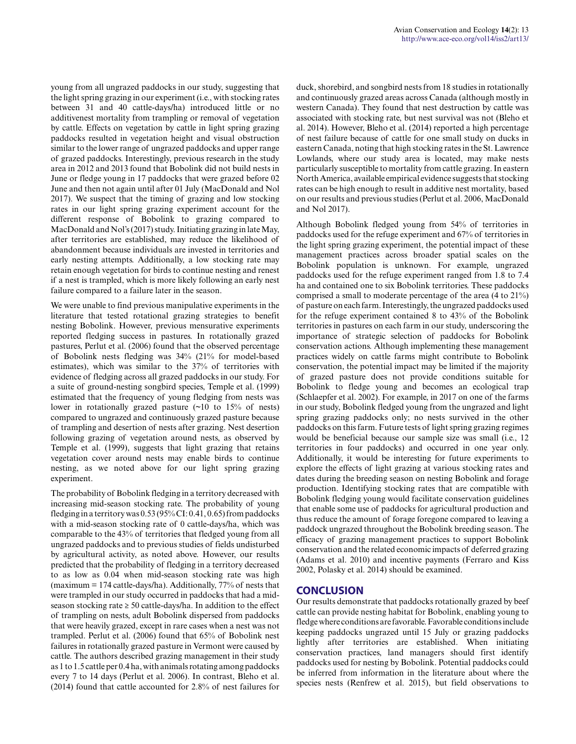young from all ungrazed paddocks in our study, suggesting that the light spring grazing in our experiment (i.e., with stocking rates between 31 and 40 cattle-days/ha) introduced little or no additivenest mortality from trampling or removal of vegetation by cattle. Effects on vegetation by cattle in light spring grazing paddocks resulted in vegetation height and visual obstruction similar to the lower range of ungrazed paddocks and upper range of grazed paddocks. Interestingly, previous research in the study area in 2012 and 2013 found that Bobolink did not build nests in June or fledge young in 17 paddocks that were grazed before 02 June and then not again until after 01 July (MacDonald and Nol 2017). We suspect that the timing of grazing and low stocking rates in our light spring grazing experiment account for the different response of Bobolink to grazing compared to MacDonald and Nol's (2017) study. Initiating grazing in late May, after territories are established, may reduce the likelihood of abandonment because individuals are invested in territories and early nesting attempts. Additionally, a low stocking rate may retain enough vegetation for birds to continue nesting and renest if a nest is trampled, which is more likely following an early nest failure compared to a failure later in the season.

We were unable to find previous manipulative experiments in the literature that tested rotational grazing strategies to benefit nesting Bobolink. However, previous mensurative experiments reported fledging success in pastures. In rotationally grazed pastures, Perlut et al. (2006) found that the observed percentage of Bobolink nests fledging was 34% (21% for model-based estimates), which was similar to the 37% of territories with evidence of fledging across all grazed paddocks in our study. For a suite of ground-nesting songbird species, Temple et al. (1999) estimated that the frequency of young fledging from nests was lower in rotationally grazed pasture (~10 to 15% of nests) compared to ungrazed and continuously grazed pasture because of trampling and desertion of nests after grazing. Nest desertion following grazing of vegetation around nests, as observed by Temple et al. (1999), suggests that light grazing that retains vegetation cover around nests may enable birds to continue nesting, as we noted above for our light spring grazing experiment.

The probability of Bobolink fledging in a territory decreased with increasing mid-season stocking rate. The probability of young fledging in a territory was 0.53 (95% CI: 0.41, 0.65) from paddocks with a mid-season stocking rate of 0 cattle-days/ha, which was comparable to the 43% of territories that fledged young from all ungrazed paddocks and to previous studies of fields undisturbed by agricultural activity, as noted above. However, our results predicted that the probability of fledging in a territory decreased to as low as 0.04 when mid-season stocking rate was high (maximum = 174 cattle-days/ha). Additionally, 77% of nests that were trampled in our study occurred in paddocks that had a mid-season stocking rate ≥ 50 cattle-days/ha. In addition to the effect of trampling on nests, adult Bobolink dispersed from paddocks that were heavily grazed, except in rare cases when a nest was not trampled. Perlut et al. (2006) found that 65% of Bobolink nest failures in rotationally grazed pasture in Vermont were caused by cattle. The authors described grazing management in their study as 1 to 1.5 cattle per 0.4 ha, with animals rotating among paddocks every 7 to 14 days (Perlut et al. 2006). In contrast, Bleho et al. (2014) found that cattle accounted for 2.8% of nest failures for duck, shorebird, and songbird nests from 18 studies in rotationally and continuously grazed areas across Canada (although mostly in western Canada). They found that nest destruction by cattle was associated with stocking rate, but nest survival was not (Bleho et al. 2014). However, Bleho et al. (2014) reported a high percentage of nest failure because of cattle for one small study on ducks in eastern Canada, noting that high stocking rates in the St. Lawrence Lowlands, where our study area is located, may make nests particularly susceptible to mortality from cattle grazing. In eastern North America, available empirical evidence suggests that stocking rates can be high enough to result in additive nest mortality, based on our results and previous studies (Perlut et al. 2006, MacDonald and Nol 2017).

Although Bobolink fledged young from 54% of territories in paddocks used for the refuge experiment and 67% of territories in the light spring grazing experiment, the potential impact of these management practices across broader spatial scales on the Bobolink population is unknown. For example, ungrazed paddocks used for the refuge experiment ranged from 1.8 to 7.4 ha and contained one to six Bobolink territories. These paddocks comprised a small to moderate percentage of the area (4 to 21%) of pasture on each farm. Interestingly, the ungrazed paddocks used for the refuge experiment contained 8 to 43% of the Bobolink territories in pastures on each farm in our study, underscoring the importance of strategic selection of paddocks for Bobolink conservation actions. Although implementing these management practices widely on cattle farms might contribute to Bobolink conservation, the potential impact may be limited if the majority of grazed pasture does not provide conditions suitable for Bobolink to fledge young and becomes an ecological trap (Schlaepfer et al. 2002). For example, in 2017 on one of the farms in our study, Bobolink fledged young from the ungrazed and light spring grazing paddocks only; no nests survived in the other paddocks on this farm. Future tests of light spring grazing regimes would be beneficial because our sample size was small (i.e., 12 territories in four paddocks) and occurred in one year only. Additionally, it would be interesting for future experiments to explore the effects of light grazing at various stocking rates and dates during the breeding season on nesting Bobolink and forage production. Identifying stocking rates that are compatible with Bobolink fledging young would facilitate conservation guidelines that enable some use of paddocks for agricultural production and thus reduce the amount of forage foregone compared to leaving a paddock ungrazed throughout the Bobolink breeding season. The efficacy of grazing management practices to support Bobolink conservation and the related economic impacts of deferred grazing (Adams et al. 2010) and incentive payments (Ferraro and Kiss 2002, Polasky et al. 2014) should be examined.

## CONCLUSION

Our results demonstrate that paddocks rotationally grazed by beef cattle can provide nesting habitat for Bobolink, enabling young to fledge where conditions are favorable. Favorable conditions include keeping paddocks ungrazed until 15 July or grazing paddocks lightly after territories are established. When initiating conservation practices, land managers should first identify paddocks used for nesting by Bobolink. Potential paddocks could be inferred from information in the literature about where the species nests (Renfrew et al. 2015), but field observations to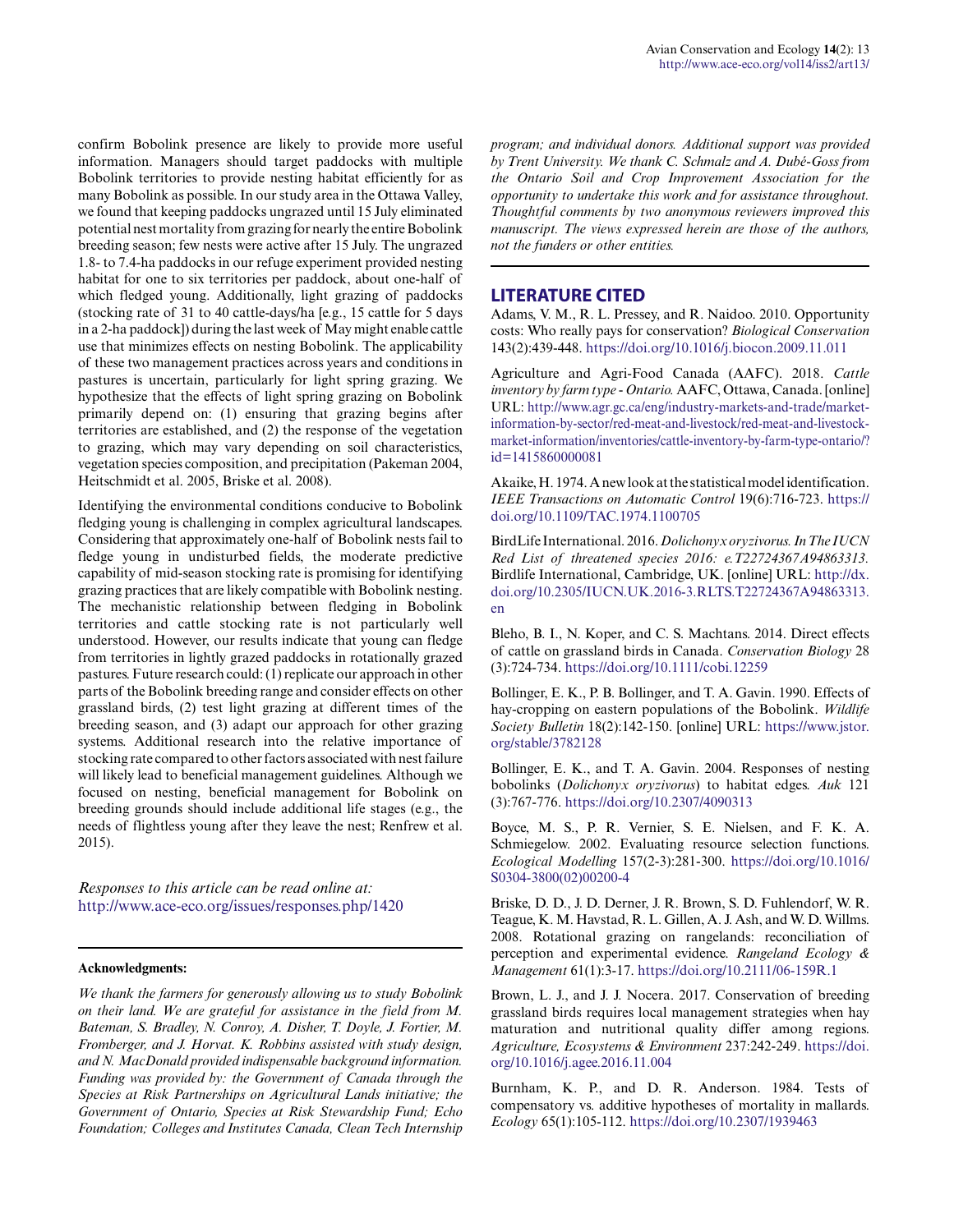confirm Bobolink presence are likely to provide more useful information. Managers should target paddocks with multiple Bobolink territories to provide nesting habitat efficiently for as many Bobolink as possible. In our study area in the Ottawa Valley, we found that keeping paddocks ungrazed until 15 July eliminated potential nest mortality from grazing for nearly the entire Bobolink breeding season; few nests were active after 15 July. The ungrazed 1.8- to 7.4-ha paddocks in our refuge experiment provided nesting habitat for one to six territories per paddock, about one-half of which fledged young. Additionally, light grazing of paddocks (stocking rate of 31 to 40 cattle-days/ha [e.g., 15 cattle for 5 days in a 2-ha paddock]) during the last week of May might enable cattle use that minimizes effects on nesting Bobolink. The applicability of these two management practices across years and conditions in pastures is uncertain, particularly for light spring grazing. We hypothesize that the effects of light spring grazing on Bobolink primarily depend on: (1) ensuring that grazing begins after territories are established, and (2) the response of the vegetation to grazing, which may vary depending on soil characteristics, vegetation species composition, and precipitation (Pakeman 2004, Heitschmidt et al. 2005, Briske et al. 2008).

Identifying the environmental conditions conducive to Bobolink fledging young is challenging in complex agricultural landscapes. Considering that approximately one-half of Bobolink nests fail to fledge young in undisturbed fields, the moderate predictive capability of mid-season stocking rate is promising for identifying grazing practices that are likely compatible with Bobolink nesting. The mechanistic relationship between fledging in Bobolink territories and cattle stocking rate is not particularly well understood. However, our results indicate that young can fledge from territories in lightly grazed paddocks in rotationally grazed pastures. Future research could: (1) replicate our approach in other parts of the Bobolink breeding range and consider effects on other grassland birds, (2) test light grazing at different times of the breeding season, and (3) adapt our approach for other grazing systems. Additional research into the relative importance of stocking rate compared to other factors associated with nest failure will likely lead to beneficial management guidelines. Although we focused on nesting, beneficial management for Bobolink on breeding grounds should include additional life stages (e.g., the needs of flightless young after they leave the nest; Renfrew et al. 2015).

*Responses to this article can be read online at:*
http://www.ace-eco.org/issues/responses.php/1420

**Acknowledgments:**

*We thank the farmers for generously allowing us to study Bobolink on their land. We are grateful for assistance in the field from M. Bateman, S. Bradley, N. Conroy, A. Disher, T. Doyle, J. Fortier, M. Fromberger, and J. Horvat. K. Robbins assisted with study design, and N. MacDonald provided indispensable background information. Funding was provided by: the Government of Canada through the Species at Risk Partnerships on Agricultural Lands initiative; the Government of Ontario, Species at Risk Stewardship Fund; Echo Foundation; Colleges and Institutes Canada, Clean Tech Internship program; and individual donors. Additional support was provided by Trent University. We thank C. Schmalz and A. Dubé-Goss from the Ontario Soil and Crop Improvement Association for the opportunity to undertake this work and for assistance throughout. Thoughtful comments by two anonymous reviewers improved this manuscript. The views expressed herein are those of the authors, not the funders or other entities.*

## LITERATURE CITED

Adams, V. M., R. L. Pressey, and R. Naidoo. 2010. Opportunity costs: Who really pays for conservation? *Biological Conservation* 143(2):439-448. https://doi.org/10.1016/j.biocon.2009.11.011

Agriculture and Agri-Food Canada (AAFC). 2018. *Cattle inventory by farm type - Ontario.* AAFC, Ottawa, Canada. [online] URL: http://www.agr.gc.ca/eng/industry-markets-and-trade/market-information-by-sector/red-meat-and-livestock/red-meat-and-livestock-market-information/inventories/cattle-inventory-by-farm-type-ontario/?id=1415860000081

Akaike, H. 1974. A new look at the statistical model identification. *IEEE Transactions on Automatic Control* 19(6):716-723. https://doi.org/10.1109/TAC.1974.1100705

BirdLife International. 2016. *Dolichonyx oryzivorus. In The IUCN Red List of threatened species 2016: e.T22724367A94863313.* Birdlife International, Cambridge, UK. [online] URL: http://dx.doi.org/10.2305/IUCN.UK.2016-3.RLTS.T22724367A94863313.en

Bleho, B. I., N. Koper, and C. S. Machtans. 2014. Direct effects of cattle on grassland birds in Canada. *Conservation Biology* 28 (3):724-734. https://doi.org/10.1111/cobi.12259

Bollinger, E. K., P. B. Bollinger, and T. A. Gavin. 1990. Effects of hay-cropping on eastern populations of the Bobolink. *Wildlife Society Bulletin* 18(2):142-150. [online] URL: https://www.jstor.org/stable/3782128

Bollinger, E. K., and T. A. Gavin. 2004. Responses of nesting bobolinks (*Dolichonyx oryzivorus*) to habitat edges. *Auk* 121 (3):767-776. https://doi.org/10.2307/4090313

Boyce, M. S., P. R. Vernier, S. E. Nielsen, and F. K. A. Schmiegelow. 2002. Evaluating resource selection functions. *Ecological Modelling* 157(2-3):281-300. https://doi.org/10.1016/S0304-3800(02)00200-4

Briske, D. D., J. D. Derner, J. R. Brown, S. D. Fuhlendorf, W. R. Teague, K. M. Havstad, R. L. Gillen, A. J. Ash, and W. D. Willms. 2008. Rotational grazing on rangelands: reconciliation of perception and experimental evidence. *Rangeland Ecology & Management* 61(1):3-17. https://doi.org/10.2111/06-159R.1

Brown, L. J., and J. J. Nocera. 2017. Conservation of breeding grassland birds requires local management strategies when hay maturation and nutritional quality differ among regions. *Agriculture, Ecosystems & Environment* 237:242-249. https://doi.org/10.1016/j.agee.2016.11.004

Burnham, K. P., and D. R. Anderson. 1984. Tests of compensatory vs. additive hypotheses of mortality in mallards. *Ecology* 65(1):105-112. https://doi.org/10.2307/1939463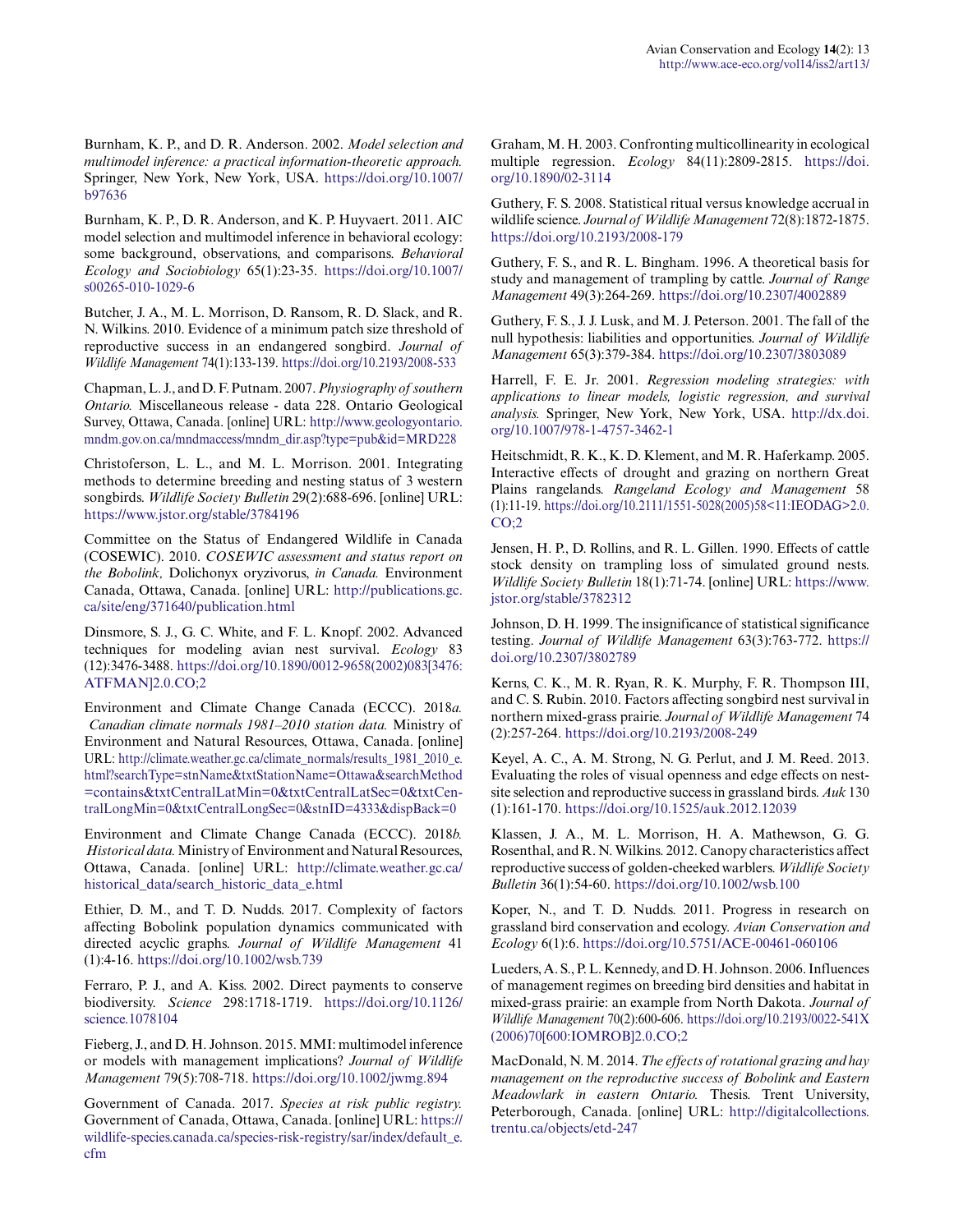Burnham, K. P., and D. R. Anderson. 2002. *Model selection and multimodel inference: a practical information-theoretic approach.* Springer, New York, New York, USA. https://doi.org/10.1007/b97636

Burnham, K. P., D. R. Anderson, and K. P. Huyvaert. 2011. AIC model selection and multimodel inference in behavioral ecology: some background, observations, and comparisons. *Behavioral Ecology and Sociobiology* 65(1):23-35. https://doi.org/10.1007/s00265-010-1029-6

Butcher, J. A., M. L. Morrison, D. Ransom, R. D. Slack, and R. N. Wilkins. 2010. Evidence of a minimum patch size threshold of reproductive success in an endangered songbird. *Journal of Wildlife Management* 74(1):133-139. https://doi.org/10.2193/2008-533

Chapman, L. J., and D. F. Putnam. 2007. *Physiography of southern Ontario.* Miscellaneous release - data 228. Ontario Geological Survey, Ottawa, Canada. [online] URL: http://www.geologyontario.mndm.gov.on.ca/mndmaccess/mndm_dir.asp?type=pub&id=MRD228

Christoferson, L. L., and M. L. Morrison. 2001. Integrating methods to determine breeding and nesting status of 3 western songbirds. *Wildlife Society Bulletin* 29(2):688-696. [online] URL: https://www.jstor.org/stable/3784196

Committee on the Status of Endangered Wildlife in Canada (COSEWIC). 2010. *COSEWIC assessment and status report on the Bobolink,* Dolichonyx oryzivorus, *in Canada.* Environment Canada, Ottawa, Canada. [online] URL: http://publications.gc.ca/site/eng/371640/publication.html

Dinsmore, S. J., G. C. White, and F. L. Knopf. 2002. Advanced techniques for modeling avian nest survival. *Ecology* 83 (12):3476-3488. https://doi.org/10.1890/0012-9658(2002)083[3476:ATFMAN]2.0.CO;2

Environment and Climate Change Canada (ECCC). 2018*a. Canadian climate normals 1981–2010 station data.* Ministry of Environment and Natural Resources, Ottawa, Canada. [online] URL: http://climate.weather.gc.ca/climate_normals/results_1981_2010_e.html?searchType=stnName&txtStationName=Ottawa&searchMethod=contains&txtCentralLatMin=0&txtCentralLatSec=0&txtCentralLongMin=0&txtCentralLongSec=0&stnID=4333&dispBack=0

Environment and Climate Change Canada (ECCC). 2018*b. Historical data.* Ministry of Environment and Natural Resources, Ottawa, Canada. [online] URL: http://climate.weather.gc.ca/historical_data/search_historic_data_e.html

Ethier, D. M., and T. D. Nudds. 2017. Complexity of factors affecting Bobolink population dynamics communicated with directed acyclic graphs. *Journal of Wildlife Management* 41 (1):4-16. https://doi.org/10.1002/wsb.739

Ferraro, P. J., and A. Kiss. 2002. Direct payments to conserve biodiversity. *Science* 298:1718-1719. https://doi.org/10.1126/science.1078104

Fieberg, J., and D. H. Johnson. 2015. MMI: multimodel inference or models with management implications? *Journal of Wildlife Management* 79(5):708-718. https://doi.org/10.1002/jwmg.894

Government of Canada. 2017. *Species at risk public registry.* Government of Canada, Ottawa, Canada. [online] URL: https://wildlife-species.canada.ca/species-risk-registry/sar/index/default_e.cfm

Graham, M. H. 2003. Confronting multicollinearity in ecological multiple regression. *Ecology* 84(11):2809-2815. https://doi.org/10.1890/02-3114

Guthery, F. S. 2008. Statistical ritual versus knowledge accrual in wildlife science. *Journal of Wildlife Management* 72(8):1872-1875. https://doi.org/10.2193/2008-179

Guthery, F. S., and R. L. Bingham. 1996. A theoretical basis for study and management of trampling by cattle. *Journal of Range Management* 49(3):264-269. https://doi.org/10.2307/4002889

Guthery, F. S., J. J. Lusk, and M. J. Peterson. 2001. The fall of the null hypothesis: liabilities and opportunities. *Journal of Wildlife Management* 65(3):379-384. https://doi.org/10.2307/3803089

Harrell, F. E. Jr. 2001. *Regression modeling strategies: with applications to linear models, logistic regression, and survival analysis.* Springer, New York, New York, USA. http://dx.doi.org/10.1007/978-1-4757-3462-1

Heitschmidt, R. K., K. D. Klement, and M. R. Haferkamp. 2005. Interactive effects of drought and grazing on northern Great Plains rangelands. *Rangeland Ecology and Management* 58 (1):11-19. https://doi.org/10.2111/1551-5028(2005)58<11:IEODAG>2.0.CO;2

Jensen, H. P., D. Rollins, and R. L. Gillen. 1990. Effects of cattle stock density on trampling loss of simulated ground nests. *Wildlife Society Bulletin* 18(1):71-74. [online] URL: https://www.jstor.org/stable/3782312

Johnson, D. H. 1999. The insignificance of statistical significance testing. *Journal of Wildlife Management* 63(3):763-772. https://doi.org/10.2307/3802789

Kerns, C. K., M. R. Ryan, R. K. Murphy, F. R. Thompson III, and C. S. Rubin. 2010. Factors affecting songbird nest survival in northern mixed-grass prairie. *Journal of Wildlife Management* 74 (2):257-264. https://doi.org/10.2193/2008-249

Keyel, A. C., A. M. Strong, N. G. Perlut, and J. M. Reed. 2013. Evaluating the roles of visual openness and edge effects on nest-site selection and reproductive success in grassland birds. *Auk* 130 (1):161-170. https://doi.org/10.1525/auk.2012.12039

Klassen, J. A., M. L. Morrison, H. A. Mathewson, G. G. Rosenthal, and R. N. Wilkins. 2012. Canopy characteristics affect reproductive success of golden-cheeked warblers. *Wildlife Society Bulletin* 36(1):54-60. https://doi.org/10.1002/wsb.100

Koper, N., and T. D. Nudds. 2011. Progress in research on grassland bird conservation and ecology. *Avian Conservation and Ecology* 6(1):6. https://doi.org/10.5751/ACE-00461-060106

Lueders, A. S., P. L. Kennedy, and D. H. Johnson. 2006. Influences of management regimes on breeding bird densities and habitat in mixed-grass prairie: an example from North Dakota. *Journal of Wildlife Management* 70(2):600-606. https://doi.org/10.2193/0022-541X(2006)70[600:IOMROB]2.0.CO;2

MacDonald, N. M. 2014. *The effects of rotational grazing and hay management on the reproductive success of Bobolink and Eastern Meadowlark in eastern Ontario.* Thesis. Trent University, Peterborough, Canada. [online] URL: http://digitalcollections.trentu.ca/objects/etd-247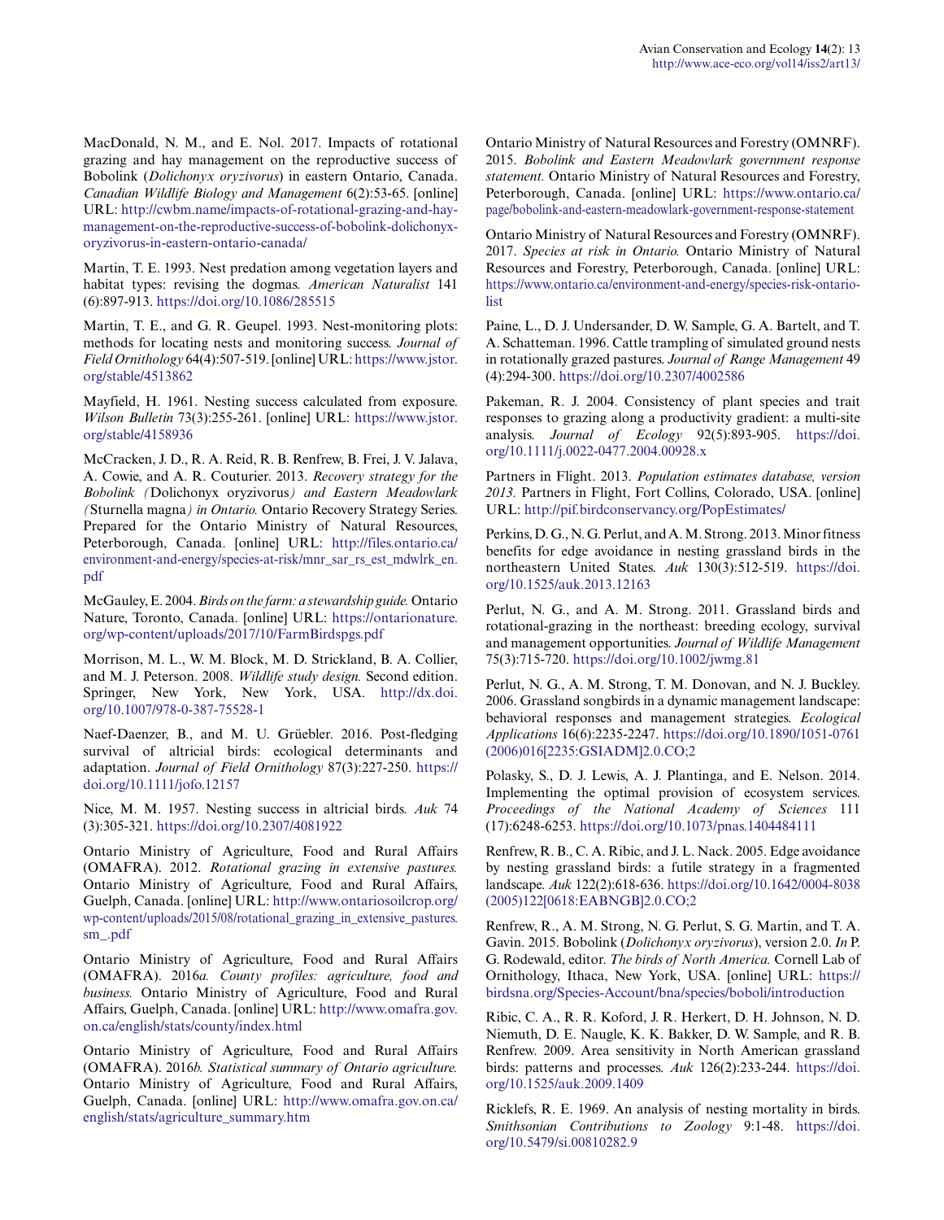MacDonald, N. M., and E. Nol. 2017. Impacts of rotational grazing and hay management on the reproductive success of Bobolink (*Dolichonyx oryzivorus*) in eastern Ontario, Canada. *Canadian Wildlife Biology and Management* 6(2):53-65. [online] URL: http://cwbm.name/impacts-of-rotational-grazing-and-hay-management-on-the-reproductive-success-of-bobolink-dolichonyx-oryzivorus-in-eastern-ontario-canada/

Martin, T. E. 1993. Nest predation among vegetation layers and habitat types: revising the dogmas. *American Naturalist* 141 (6):897-913. https://doi.org/10.1086/285515

Martin, T. E., and G. R. Geupel. 1993. Nest-monitoring plots: methods for locating nests and monitoring success. *Journal of Field Ornithology* 64(4):507-519. [online] URL: https://www.jstor.org/stable/4513862

Mayfield, H. 1961. Nesting success calculated from exposure. *Wilson Bulletin* 73(3):255-261. [online] URL: https://www.jstor.org/stable/4158936

McCracken, J. D., R. A. Reid, R. B. Renfrew, B. Frei, J. V. Jalava, A. Cowie, and A. R. Couturier. 2013. *Recovery strategy for the Bobolink (*Dolichonyx oryzivorus*) and Eastern Meadowlark (*Sturnella magna*) in Ontario.* Ontario Recovery Strategy Series. Prepared for the Ontario Ministry of Natural Resources, Peterborough, Canada. [online] URL: http://files.ontario.ca/environment-and-energy/species-at-risk/mnr_sar_rs_est_mdwlrk_en.pdf

McGauley, E. 2004. *Birds on the farm: a stewardship guide.* Ontario Nature, Toronto, Canada. [online] URL: https://ontarionature.org/wp-content/uploads/2017/10/FarmBirdspgs.pdf

Morrison, M. L., W. M. Block, M. D. Strickland, B. A. Collier, and M. J. Peterson. 2008. *Wildlife study design.* Second edition. Springer, New York, New York, USA. http://dx.doi.org/10.1007/978-0-387-75528-1

Naef-Daenzer, B., and M. U. Grüebler. 2016. Post-fledging survival of altricial birds: ecological determinants and adaptation. *Journal of Field Ornithology* 87(3):227-250. https://doi.org/10.1111/jofo.12157

Nice, M. M. 1957. Nesting success in altricial birds. *Auk* 74 (3):305-321. https://doi.org/10.2307/4081922

Ontario Ministry of Agriculture, Food and Rural Affairs (OMAFRA). 2012. *Rotational grazing in extensive pastures.* Ontario Ministry of Agriculture, Food and Rural Affairs, Guelph, Canada. [online] URL: http://www.ontariosoilcrop.org/wp-content/uploads/2015/08/rotational_grazing_in_extensive_pastures.sm_.pdf

Ontario Ministry of Agriculture, Food and Rural Affairs (OMAFRA). 2016*a*. *County profiles: agriculture, food and business.* Ontario Ministry of Agriculture, Food and Rural Affairs, Guelph, Canada. [online] URL: http://www.omafra.gov.on.ca/english/stats/county/index.html

Ontario Ministry of Agriculture, Food and Rural Affairs (OMAFRA). 2016*b*. *Statistical summary of Ontario agriculture.* Ontario Ministry of Agriculture, Food and Rural Affairs, Guelph, Canada. [online] URL: http://www.omafra.gov.on.ca/english/stats/agriculture_summary.htm

Ontario Ministry of Natural Resources and Forestry (OMNRF). 2015. *Bobolink and Eastern Meadowlark government response statement.* Ontario Ministry of Natural Resources and Forestry, Peterborough, Canada. [online] URL: https://www.ontario.ca/page/bobolink-and-eastern-meadowlark-government-response-statement

Ontario Ministry of Natural Resources and Forestry (OMNRF). 2017. *Species at risk in Ontario.* Ontario Ministry of Natural Resources and Forestry, Peterborough, Canada. [online] URL: https://www.ontario.ca/environment-and-energy/species-risk-ontario-list

Paine, L., D. J. Undersander, D. W. Sample, G. A. Bartelt, and T. A. Schatteman. 1996. Cattle trampling of simulated ground nests in rotationally grazed pastures. *Journal of Range Management* 49 (4):294-300. https://doi.org/10.2307/4002586

Pakeman, R. J. 2004. Consistency of plant species and trait responses to grazing along a productivity gradient: a multi-site analysis. *Journal of Ecology* 92(5):893-905. https://doi.org/10.1111/j.0022-0477.2004.00928.x

Partners in Flight. 2013. *Population estimates database, version 2013.* Partners in Flight, Fort Collins, Colorado, USA. [online] URL: http://pif.birdconservancy.org/PopEstimates/

Perkins, D. G., N. G. Perlut, and A. M. Strong. 2013. Minor fitness benefits for edge avoidance in nesting grassland birds in the northeastern United States. *Auk* 130(3):512-519. https://doi.org/10.1525/auk.2013.12163

Perlut, N. G., and A. M. Strong. 2011. Grassland birds and rotational-grazing in the northeast: breeding ecology, survival and management opportunities. *Journal of Wildlife Management* 75(3):715-720. https://doi.org/10.1002/jwmg.81

Perlut, N. G., A. M. Strong, T. M. Donovan, and N. J. Buckley. 2006. Grassland songbirds in a dynamic management landscape: behavioral responses and management strategies. *Ecological Applications* 16(6):2235-2247. https://doi.org/10.1890/1051-0761(2006)016[2235:GSIADM]2.0.CO;2

Polasky, S., D. J. Lewis, A. J. Plantinga, and E. Nelson. 2014. Implementing the optimal provision of ecosystem services. *Proceedings of the National Academy of Sciences* 111 (17):6248-6253. https://doi.org/10.1073/pnas.1404484111

Renfrew, R. B., C. A. Ribic, and J. L. Nack. 2005. Edge avoidance by nesting grassland birds: a futile strategy in a fragmented landscape. *Auk* 122(2):618-636. https://doi.org/10.1642/0004-8038(2005)122[0618:EABNGB]2.0.CO;2

Renfrew, R., A. M. Strong, N. G. Perlut, S. G. Martin, and T. A. Gavin. 2015. Bobolink (*Dolichonyx oryzivorus*), version 2.0. *In* P. G. Rodewald, editor. *The birds of North America.* Cornell Lab of Ornithology, Ithaca, New York, USA. [online] URL: https://birdsna.org/Species-Account/bna/species/boboli/introduction

Ribic, C. A., R. R. Koford, J. R. Herkert, D. H. Johnson, N. D. Niemuth, D. E. Naugle, K. K. Bakker, D. W. Sample, and R. B. Renfrew. 2009. Area sensitivity in North American grassland birds: patterns and processes. *Auk* 126(2):233-244. https://doi.org/10.1525/auk.2009.1409

Ricklefs, R. E. 1969. An analysis of nesting mortality in birds. *Smithsonian Contributions to Zoology* 9:1-48. https://doi.org/10.5479/si.00810282.9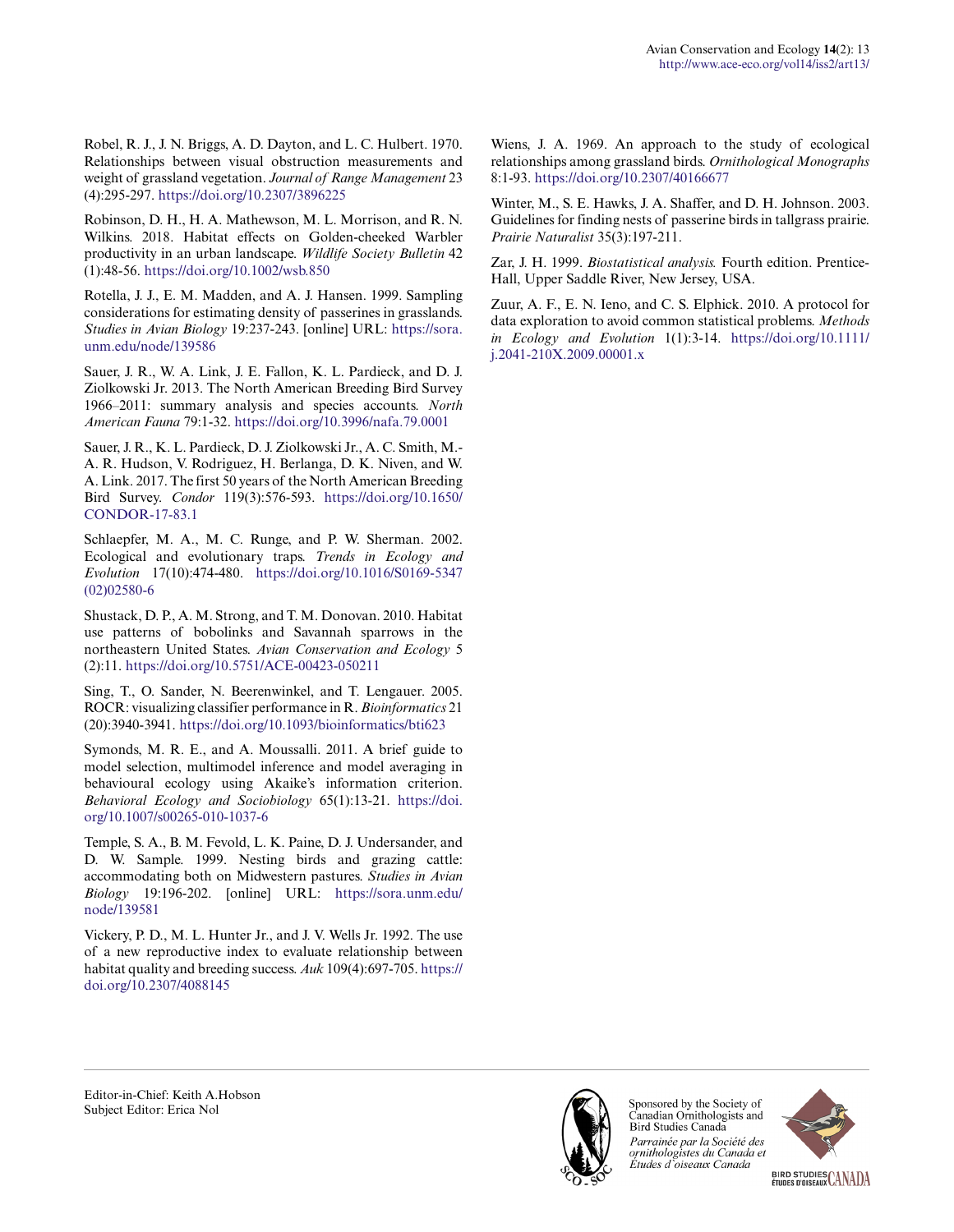Robel, R. J., J. N. Briggs, A. D. Dayton, and L. C. Hulbert. 1970. Relationships between visual obstruction measurements and weight of grassland vegetation. *Journal of Range Management* 23 (4):295-297. https://doi.org/10.2307/3896225

Robinson, D. H., H. A. Mathewson, M. L. Morrison, and R. N. Wilkins. 2018. Habitat effects on Golden-cheeked Warbler productivity in an urban landscape. *Wildlife Society Bulletin* 42 (1):48-56. https://doi.org/10.1002/wsb.850

Rotella, J. J., E. M. Madden, and A. J. Hansen. 1999. Sampling considerations for estimating density of passerines in grasslands. *Studies in Avian Biology* 19:237-243. [online] URL: https://sora.unm.edu/node/139586

Sauer, J. R., W. A. Link, J. E. Fallon, K. L. Pardieck, and D. J. Ziolkowski Jr. 2013. The North American Breeding Bird Survey 1966–2011: summary analysis and species accounts. *North American Fauna* 79:1-32. https://doi.org/10.3996/nafa.79.0001

Sauer, J. R., K. L. Pardieck, D. J. Ziolkowski Jr., A. C. Smith, M.-A. R. Hudson, V. Rodriguez, H. Berlanga, D. K. Niven, and W. A. Link. 2017. The first 50 years of the North American Breeding Bird Survey. *Condor* 119(3):576-593. https://doi.org/10.1650/CONDOR-17-83.1

Schlaepfer, M. A., M. C. Runge, and P. W. Sherman. 2002. Ecological and evolutionary traps. *Trends in Ecology and Evolution* 17(10):474-480. https://doi.org/10.1016/S0169-5347(02)02580-6

Shustack, D. P., A. M. Strong, and T. M. Donovan. 2010. Habitat use patterns of bobolinks and Savannah sparrows in the northeastern United States. *Avian Conservation and Ecology* 5 (2):11. https://doi.org/10.5751/ACE-00423-050211

Sing, T., O. Sander, N. Beerenwinkel, and T. Lengauer. 2005. ROCR: visualizing classifier performance in R. *Bioinformatics* 21 (20):3940-3941. https://doi.org/10.1093/bioinformatics/bti623

Symonds, M. R. E., and A. Moussalli. 2011. A brief guide to model selection, multimodel inference and model averaging in behavioural ecology using Akaike's information criterion. *Behavioral Ecology and Sociobiology* 65(1):13-21. https://doi.org/10.1007/s00265-010-1037-6

Temple, S. A., B. M. Fevold, L. K. Paine, D. J. Undersander, and D. W. Sample. 1999. Nesting birds and grazing cattle: accommodating both on Midwestern pastures. *Studies in Avian Biology* 19:196-202. [online] URL: https://sora.unm.edu/node/139581

Vickery, P. D., M. L. Hunter Jr., and J. V. Wells Jr. 1992. The use of a new reproductive index to evaluate relationship between habitat quality and breeding success. *Auk* 109(4):697-705. https://doi.org/10.2307/4088145

Wiens, J. A. 1969. An approach to the study of ecological relationships among grassland birds. *Ornithological Monographs* 8:1-93. https://doi.org/10.2307/40166677

Winter, M., S. E. Hawks, J. A. Shaffer, and D. H. Johnson. 2003. Guidelines for finding nests of passerine birds in tallgrass prairie. *Prairie Naturalist* 35(3):197-211.

Zar, J. H. 1999. *Biostatistical analysis.* Fourth edition. Prentice-Hall, Upper Saddle River, New Jersey, USA.

Zuur, A. F., E. N. Ieno, and C. S. Elphick. 2010. A protocol for data exploration to avoid common statistical problems. *Methods in Ecology and Evolution* 1(1):3-14. https://doi.org/10.1111/j.2041-210X.2009.00001.x

Editor-in-Chief: Keith A.Hobson
Subject Editor: Erica Nol

Sponsored by the Society of Canadian Ornithologists and Bird Studies Canada

*Parrainée par la Société des ornithologistes du Canada et Études d'oiseaux Canada*